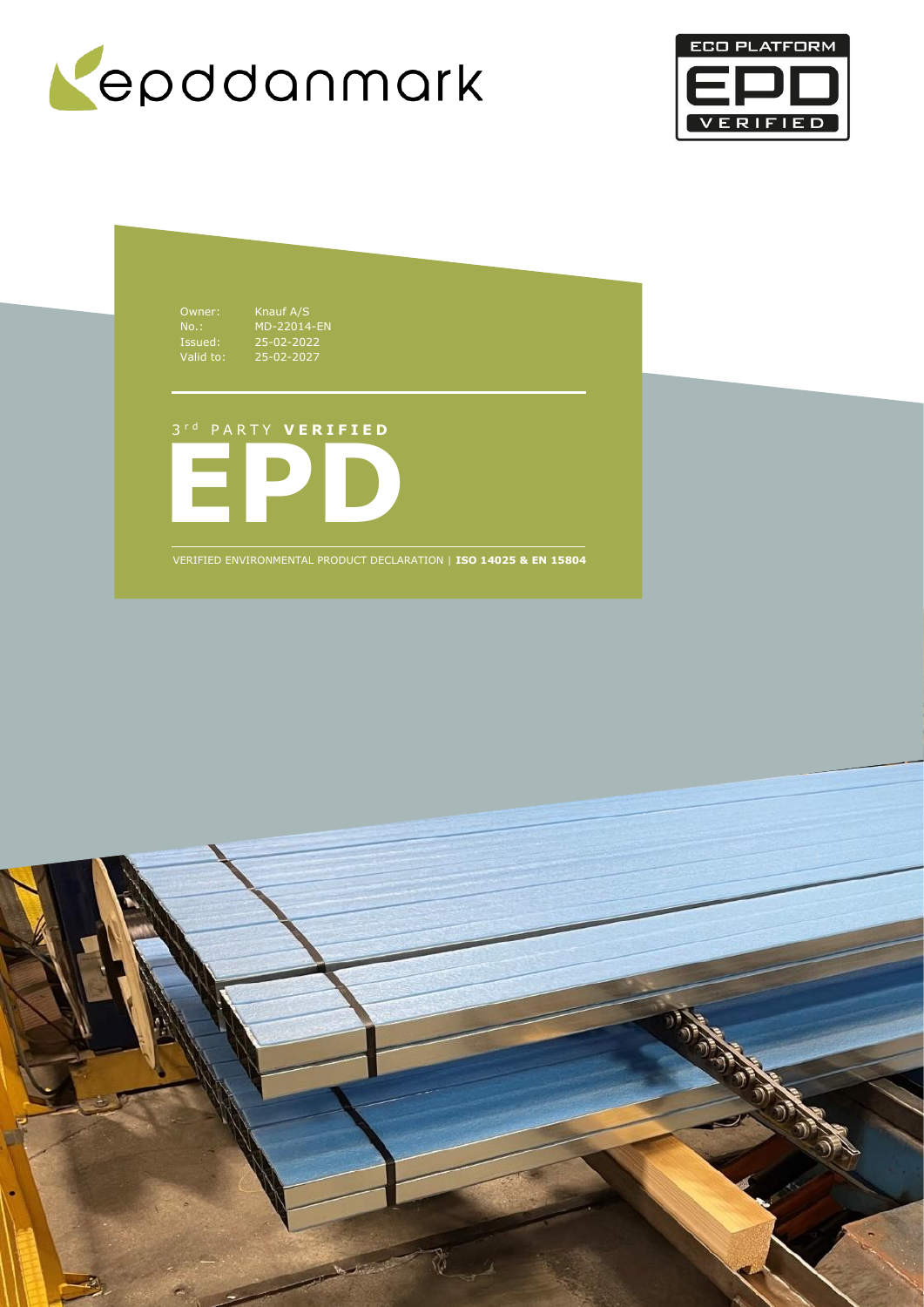epddanmark

ECO PLATFORM EPD VERIFIED

Owner: Knauf A/S
No.: MD-22014-EN
Issued: 25-02-2022
Valid to: 25-02-2027

3rd PARTY **VERIFIED**

# EPD

VERIFIED ENVIRONMENTAL PRODUCT DECLARATION | **ISO 14025 & EN 15804**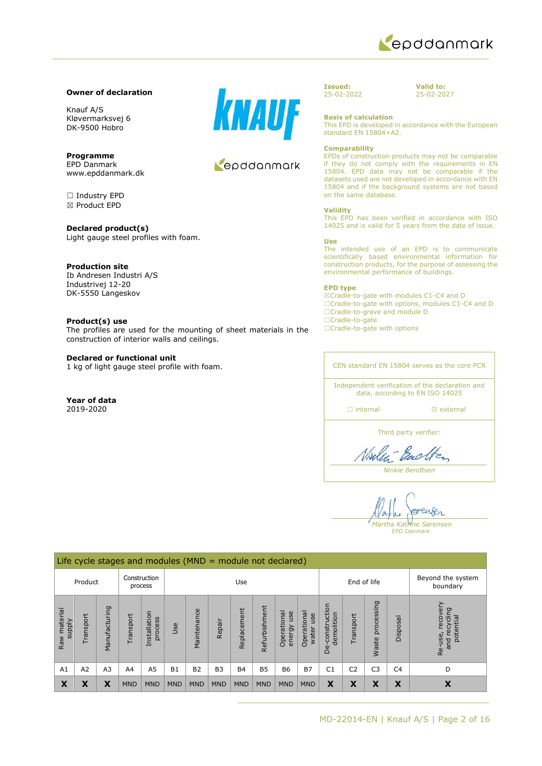**Owner of declaration**

Knauf A/S
Kløvermarksvej 6
DK-9500 Hobro

**Programme**
EPD Danmark
www.epddanmark.dk

☐ Industry EPD
☒ Product EPD

**Declared product(s)**
Light gauge steel profiles with foam.

**Production site**
Ib Andresen Industri A/S
Industrivej 12-20
DK-5550 Langeskov

**Product(s) use**
The profiles are used for the mounting of sheet materials in the construction of interior walls and ceilings.

**Declared or functional unit**
1 kg of light gauge steel profile with foam.

**Year of data**
2019-2020

**Issued:**
25-02-2022

**Valid to:**
25-02-2027

**Basis of calculation**
This EPD is developed in accordance with the European standard EN 15804+A2.

**Comparability**
EPDs of construction products may not be comparable if they do not comply with the requirements in EN 15804. EPD data may not be comparable if the datasets used are not developed in accordance with EN 15804 and if the background systems are not based on the same database.

**Validity**
This EPD has been verified in accordance with ISO 14025 and is valid for 5 years from the date of issue.

**Use**
The intended use of an EPD is to communicate scientifically based environmental information for construction products, for the purpose of assessing the environmental performance of buildings.

**EPD type**
☒Cradle-to-gate with modules C1-C4 and D
☐Cradle-to-gate with options, modules C1-C4 and D
☐Cradle-to-grave and module D
☐Cradle-to-gate
☐Cradle-to-gate with options

CEN standard EN 15804 serves as the core PCR

Independent verification of the declaration and data, according to EN ISO 14025

☐ internal ☒ external

Third party verifier:

*Ninkie Bendtsen*

*Martha Katrine Sørensen*
*EPD Danmark*

| Life cycle stages and modules (MND = module not declared) | | | | | | | | | | | | | | | | |
|---|---|---|---|---|---|---|---|---|---|---|---|---|---|---|---|---|
| Product | | | Construction process | | Use | | | | | | | End of life | | | | Beyond the system boundary |
| Raw material supply | Transport | Manufacturing | Transport | Installation process | Use | Maintenance | Repair | Replacement | Refurbishment | Operational energy use | Operational water use | De-construction demolition | Transport | Waste processing | Disposal | Re-use, recovery and recycling potential |
| A1 | A2 | A3 | A4 | A5 | B1 | B2 | B3 | B4 | B5 | B6 | B7 | C1 | C2 | C3 | C4 | D |
| X | X | X | MND | MND | MND | MND | MND | MND | MND | MND | MND | X | X | X | X | X |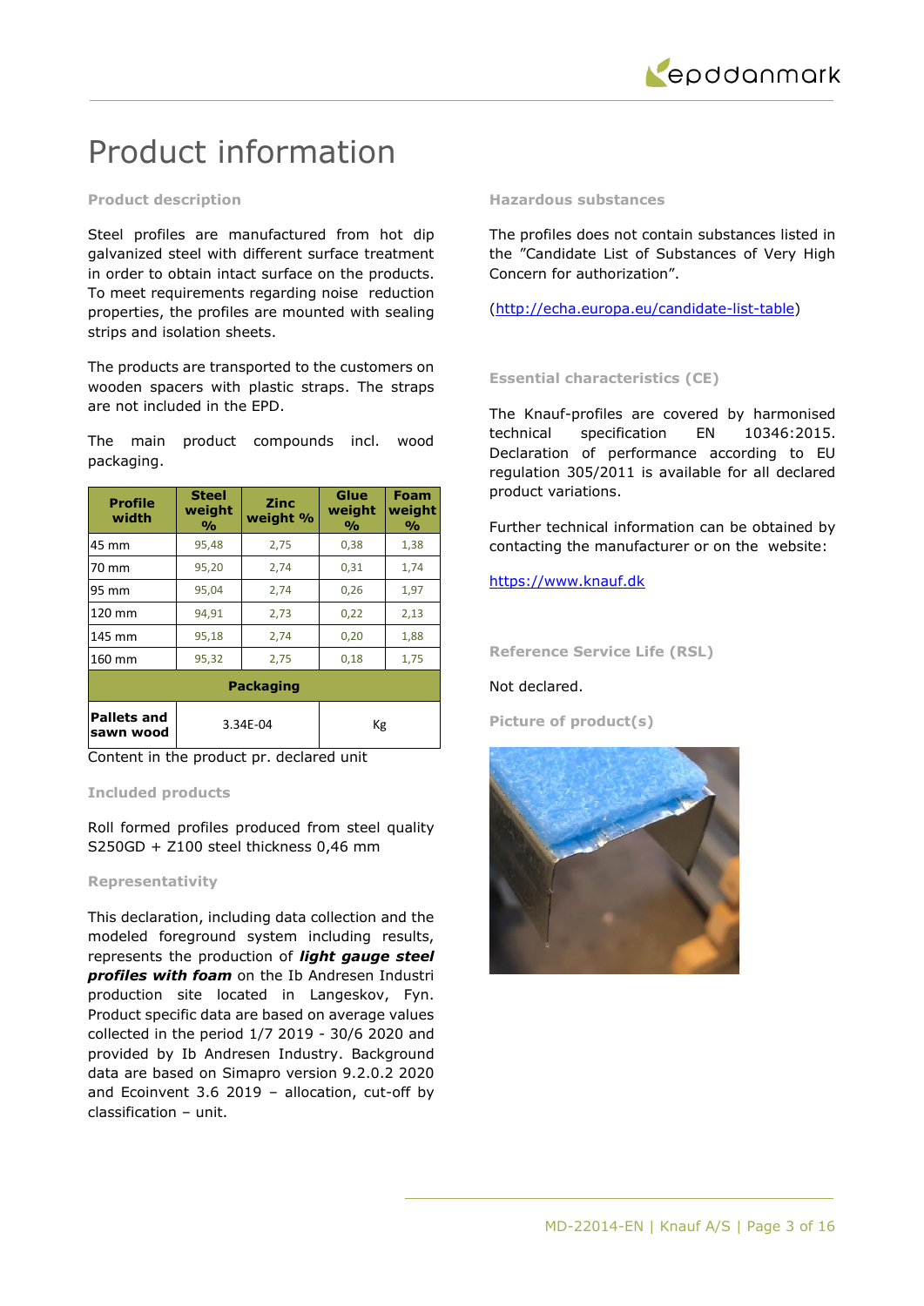# Product information

### Product description

Steel profiles are manufactured from hot dip galvanized steel with different surface treatment in order to obtain intact surface on the products. To meet requirements regarding noise reduction properties, the profiles are mounted with sealing strips and isolation sheets.

The products are transported to the customers on wooden spacers with plastic straps. The straps are not included in the EPD.

The main product compounds incl. wood packaging.

| Profile width | Steel weight % | Zinc weight % | Glue weight % | Foam weight % |
|---|---|---|---|---|
| 45 mm | 95,48 | 2,75 | 0,38 | 1,38 |
| 70 mm | 95,20 | 2,74 | 0,31 | 1,74 |
| 95 mm | 95,04 | 2,74 | 0,26 | 1,97 |
| 120 mm | 94,91 | 2,73 | 0,22 | 2,13 |
| 145 mm | 95,18 | 2,74 | 0,20 | 1,88 |
| 160 mm | 95,32 | 2,75 | 0,18 | 1,75 |
| **Packaging** | | | | |
| **Pallets and sawn wood** | 3.34E-04 | | Kg | |

Content in the product pr. declared unit

### Included products

Roll formed profiles produced from steel quality S250GD + Z100 steel thickness 0,46 mm

### Representativity

This declaration, including data collection and the modeled foreground system including results, represents the production of ***light gauge steel profiles with foam*** on the Ib Andresen Industri production site located in Langeskov, Fyn. Product specific data are based on average values collected in the period 1/7 2019 - 30/6 2020 and provided by Ib Andresen Industry. Background data are based on Simapro version 9.2.0.2 2020 and Ecoinvent 3.6 2019 – allocation, cut-off by classification – unit.

### Hazardous substances

The profiles does not contain substances listed in the "Candidate List of Substances of Very High Concern for authorization".

(http://echa.europa.eu/candidate-list-table)

### Essential characteristics (CE)

The Knauf-profiles are covered by harmonised technical specification EN 10346:2015. Declaration of performance according to EU regulation 305/2011 is available for all declared product variations.

Further technical information can be obtained by contacting the manufacturer or on the website:

https://www.knauf.dk

### Reference Service Life (RSL)

Not declared.

### Picture of product(s)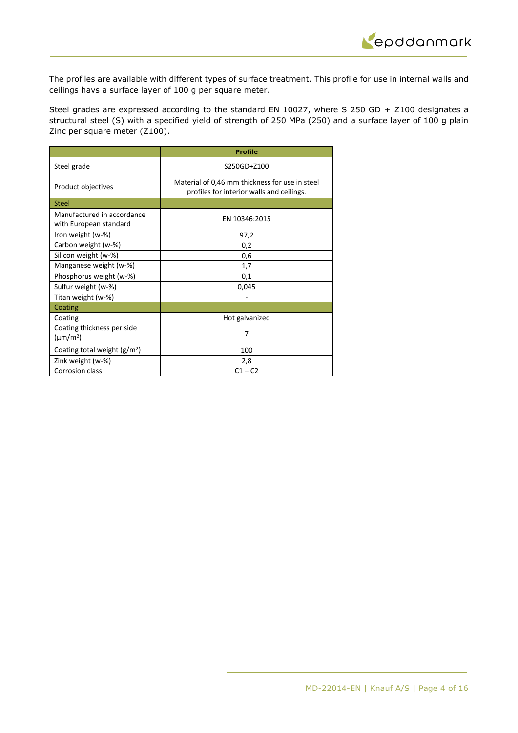The profiles are available with different types of surface treatment. This profile for use in internal walls and ceilings havs a surface layer of 100 g per square meter.

Steel grades are expressed according to the standard EN 10027, where S 250 GD + Z100 designates a structural steel (S) with a specified yield of strength of 250 MPa (250) and a surface layer of 100 g plain Zinc per square meter (Z100).

| | **Profile** |
|---|---|
| Steel grade | S250GD+Z100 |
| Product objectives | Material of 0,46 mm thickness for use in steel profiles for interior walls and ceilings. |
| Steel | |
| Manufactured in accordance with European standard | EN 10346:2015 |
| Iron weight (w-%) | 97,2 |
| Carbon weight (w-%) | 0,2 |
| Silicon weight (w-%) | 0,6 |
| Manganese weight (w-%) | 1,7 |
| Phosphorus weight (w-%) | 0,1 |
| Sulfur weight (w-%) | 0,045 |
| Titan weight (w-%) | - |
| Coating | |
| Coating | Hot galvanized |
| Coating thickness per side (µm/m²) | 7 |
| Coating total weight (g/m²) | 100 |
| Zink weight (w-%) | 2,8 |
| Corrosion class | C1 – C2 |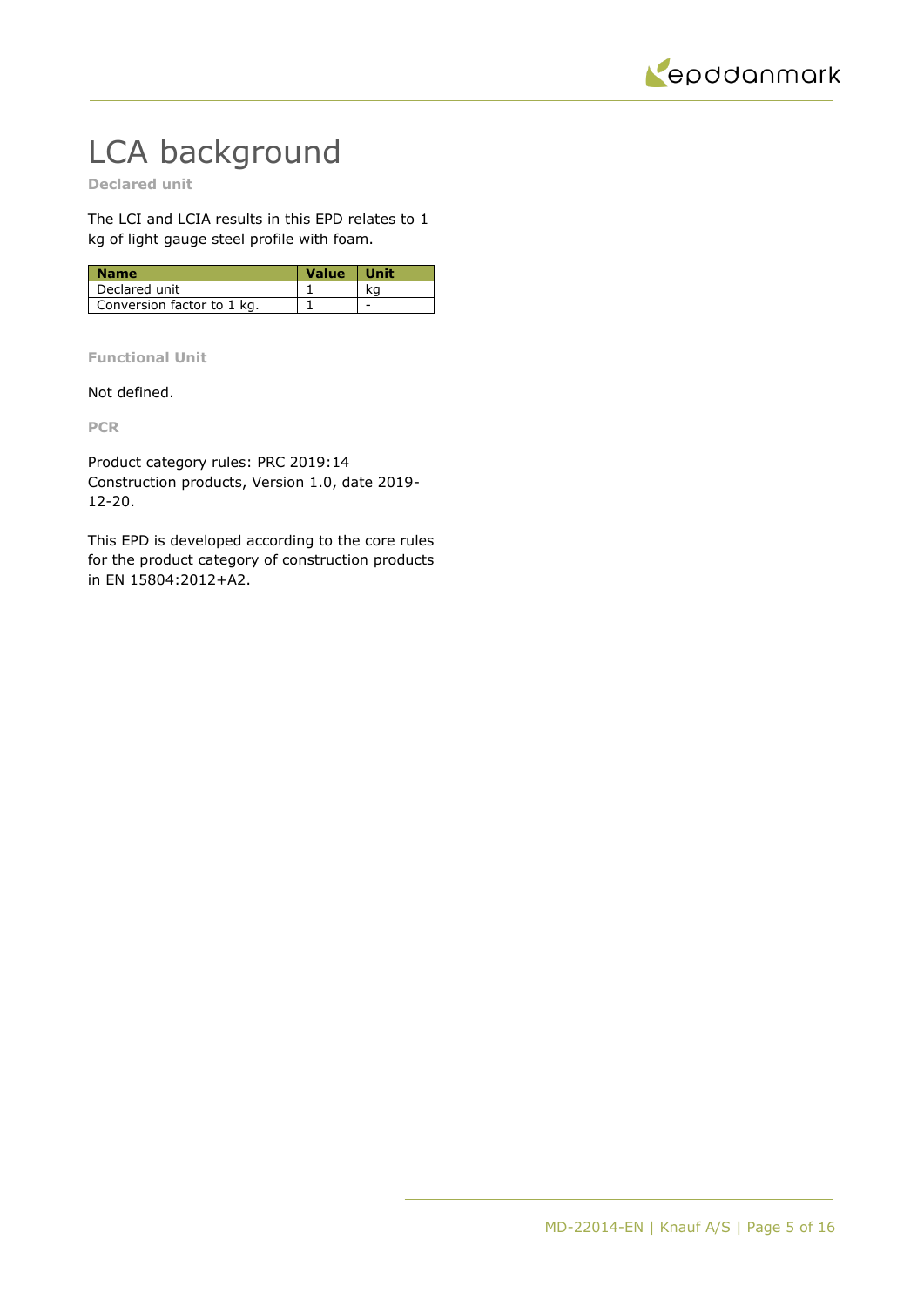# LCA background

**Declared unit**

The LCI and LCIA results in this EPD relates to 1 kg of light gauge steel profile with foam.

| Name | Value | Unit |
|---|---|---|
| Declared unit | 1 | kg |
| Conversion factor to 1 kg. | 1 | - |

**Functional Unit**

Not defined.

**PCR**

Product category rules: PRC 2019:14 Construction products, Version 1.0, date 2019-12-20.

This EPD is developed according to the core rules for the product category of construction products in EN 15804:2012+A2.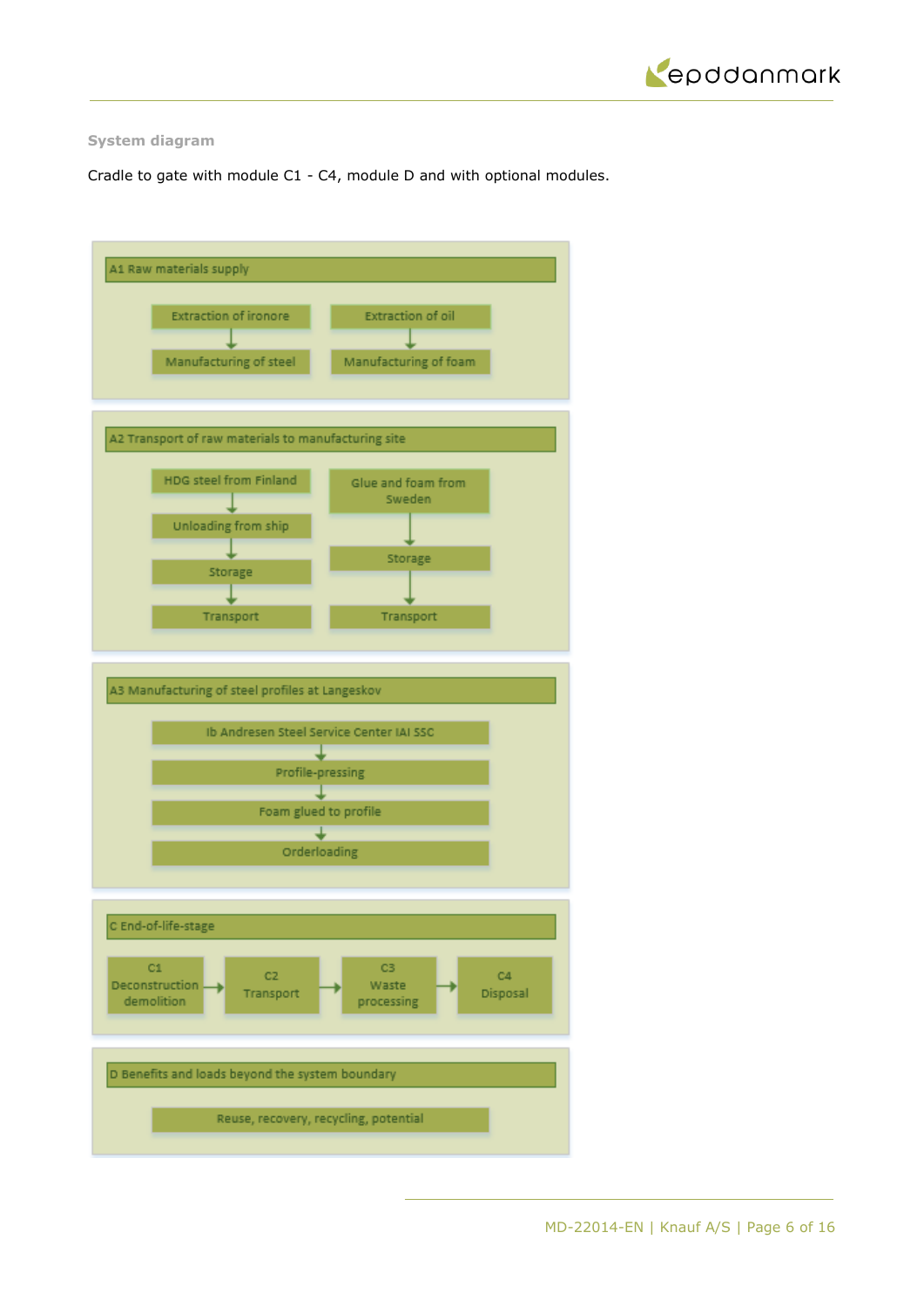**System diagram**

Cradle to gate with module C1 - C4, module D and with optional modules.

**A1 Raw materials supply**

- Extraction of ironore → Manufacturing of steel
- Extraction of oil → Manufacturing of foam

**A2 Transport of raw materials to manufacturing site**

- HDG steel from Finland → Unloading from ship → Storage → Transport
- Glue and foam from Sweden → Storage → Transport

**A3 Manufacturing of steel profiles at Langeskov**

- Ib Andresen Steel Service Center IAI SSC → Profile-pressing → Foam glued to profile → Orderloading

**C End-of-life-stage**

- C1 Deconstruction demolition → C2 Transport → C3 Waste processing → C4 Disposal

**D Benefits and loads beyond the system boundary**

- Reuse, recovery, recycling, potential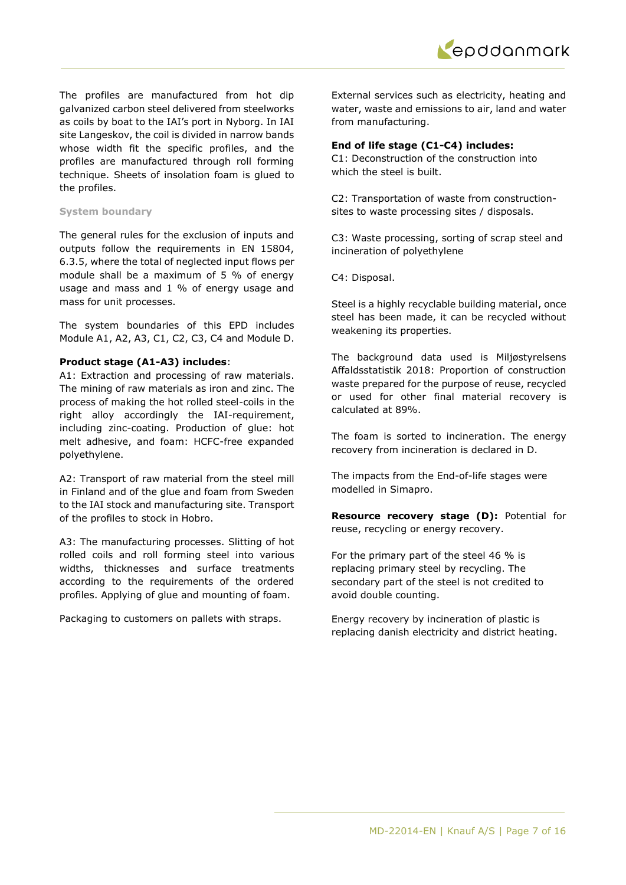The profiles are manufactured from hot dip galvanized carbon steel delivered from steelworks as coils by boat to the IAI's port in Nyborg. In IAI site Langeskov, the coil is divided in narrow bands whose width fit the specific profiles, and the profiles are manufactured through roll forming technique. Sheets of insolation foam is glued to the profiles.

### System boundary

The general rules for the exclusion of inputs and outputs follow the requirements in EN 15804, 6.3.5, where the total of neglected input flows per module shall be a maximum of 5 % of energy usage and mass and 1 % of energy usage and mass for unit processes.

The system boundaries of this EPD includes Module A1, A2, A3, C1, C2, C3, C4 and Module D.

**Product stage (A1-A3) includes**:
A1: Extraction and processing of raw materials. The mining of raw materials as iron and zinc. The process of making the hot rolled steel-coils in the right alloy accordingly the IAI-requirement, including zinc-coating. Production of glue: hot melt adhesive, and foam: HCFC-free expanded polyethylene.

A2: Transport of raw material from the steel mill in Finland and of the glue and foam from Sweden to the IAI stock and manufacturing site. Transport of the profiles to stock in Hobro.

A3: The manufacturing processes. Slitting of hot rolled coils and roll forming steel into various widths, thicknesses and surface treatments according to the requirements of the ordered profiles. Applying of glue and mounting of foam.

Packaging to customers on pallets with straps.

External services such as electricity, heating and water, waste and emissions to air, land and water from manufacturing.

**End of life stage (C1-C4) includes:**
C1: Deconstruction of the construction into which the steel is built.

C2: Transportation of waste from construction-sites to waste processing sites / disposals.

C3: Waste processing, sorting of scrap steel and incineration of polyethylene

C4: Disposal.

Steel is a highly recyclable building material, once steel has been made, it can be recycled without weakening its properties.

The background data used is Miljøstyrelsens Affaldsstatistik 2018: Proportion of construction waste prepared for the purpose of reuse, recycled or used for other final material recovery is calculated at 89%.

The foam is sorted to incineration. The energy recovery from incineration is declared in D.

The impacts from the End-of-life stages were modelled in Simapro.

**Resource recovery stage (D):** Potential for reuse, recycling or energy recovery.

For the primary part of the steel 46 % is replacing primary steel by recycling. The secondary part of the steel is not credited to avoid double counting.

Energy recovery by incineration of plastic is replacing danish electricity and district heating.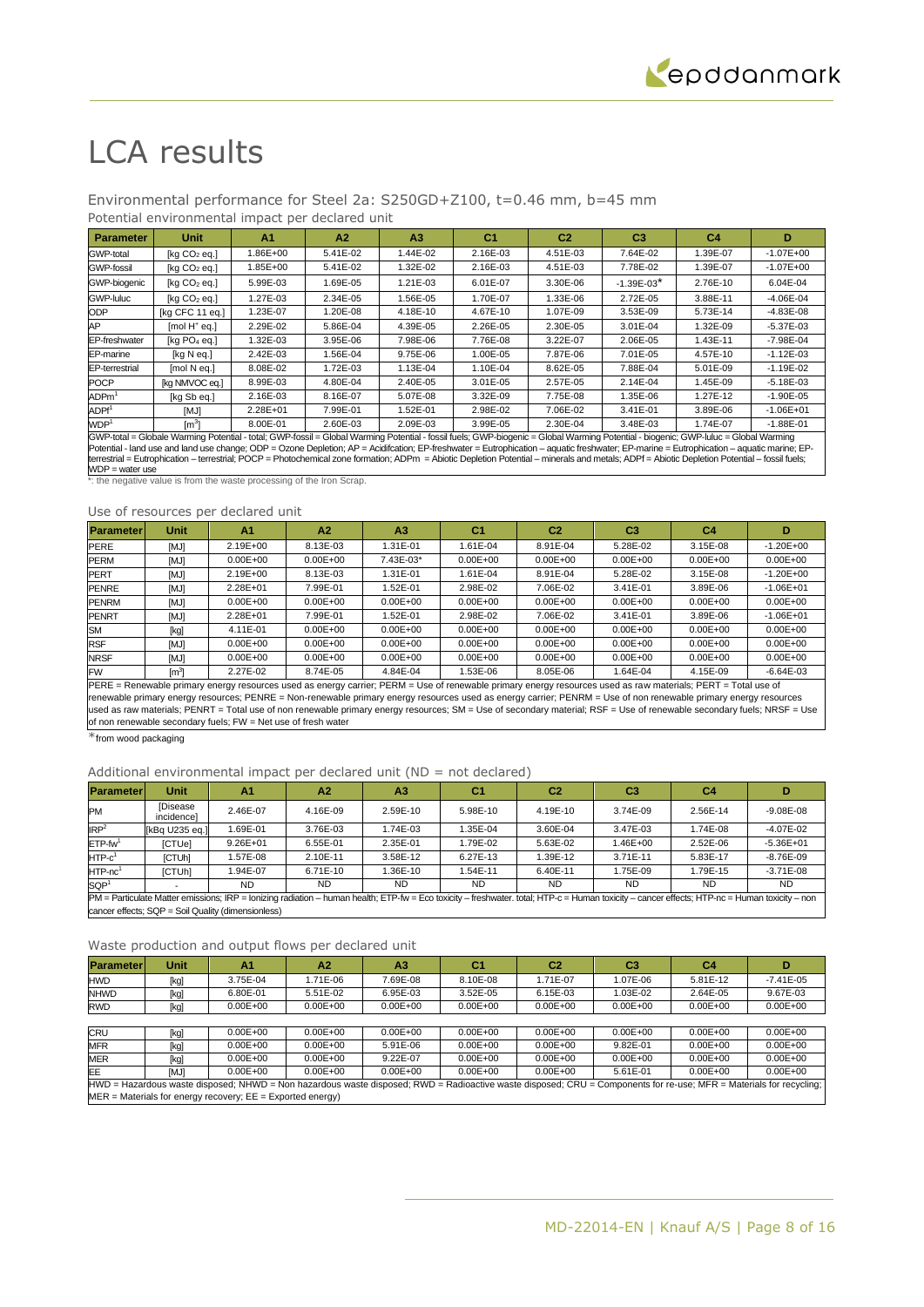# LCA results

## Environmental performance for Steel 2a: S250GD+Z100, t=0.46 mm, b=45 mm

### Potential environmental impact per declared unit

| Parameter | Unit | A1 | A2 | A3 | C1 | C2 | C3 | C4 | D |
|---|---|---|---|---|---|---|---|---|---|
| GWP-total | [kg $CO_2$ eq.] | 1.86E+00 | 5.41E-02 | 1.44E-02 | 2.16E-03 | 4.51E-03 | 7.64E-02 | 1.39E-07 | -1.07E+00 |
| GWP-fossil | [kg $CO_2$ eq.] | 1.85E+00 | 5.41E-02 | 1.32E-02 | 2.16E-03 | 4.51E-03 | 7.78E-02 | 1.39E-07 | -1.07E+00 |
| GWP-biogenic | [kg $CO_2$ eq.] | 5.99E-03 | 1.69E-05 | 1.21E-03 | 6.01E-07 | 3.30E-06 | -1.39E-03* | 2.76E-10 | 6.04E-04 |
| GWP-luluc | [kg $CO_2$ eq.] | 1.27E-03 | 2.34E-05 | 1.56E-05 | 1.70E-07 | 1.33E-06 | 2.72E-05 | 3.88E-11 | -4.06E-04 |
| ODP | [kg CFC 11 eq.] | 1.23E-07 | 1.20E-08 | 4.18E-10 | 4.67E-10 | 1.07E-09 | 3.53E-09 | 5.73E-14 | -4.83E-08 |
| AP | [mol $H^+$ eq.] | 2.29E-02 | 5.86E-04 | 4.39E-05 | 2.26E-05 | 2.30E-05 | 3.01E-04 | 1.32E-09 | -5.37E-03 |
| EP-freshwater | [kg $PO_4$ eq.] | 1.32E-03 | 3.95E-06 | 7.98E-06 | 7.76E-08 | 3.22E-07 | 2.06E-05 | 1.43E-11 | -7.98E-04 |
| EP-marine | [kg N eq.] | 2.42E-03 | 1.56E-04 | 9.75E-06 | 1.00E-05 | 7.87E-06 | 7.01E-05 | 4.57E-10 | -1.12E-03 |
| EP-terrestrial | [mol N eq.] | 8.08E-02 | 1.72E-03 | 1.13E-04 | 1.10E-04 | 8.62E-05 | 7.88E-04 | 5.01E-09 | -1.19E-02 |
| POCP | [kg NMVOC eq.] | 8.99E-03 | 4.80E-04 | 2.40E-05 | 3.01E-05 | 2.57E-05 | 2.14E-04 | 1.45E-09 | -5.18E-03 |
| ADPm[1] | [kg Sb eq.] | 2.16E-03 | 8.16E-07 | 5.07E-08 | 3.32E-09 | 7.75E-08 | 1.35E-06 | 1.27E-12 | -1.90E-05 |
| ADPf[1] | [MJ] | 2.28E+01 | 7.99E-01 | 1.52E-01 | 2.98E-02 | 7.06E-02 | 3.41E-01 | 3.89E-06 | -1.06E+01 |
| WDP[1] | [$m^3$] | 8.00E-01 | 2.60E-03 | 2.09E-03 | 3.99E-05 | 2.30E-04 | 3.48E-03 | 1.74E-07 | -1.88E-01 |

GWP-total = Globale Warming Potential - total; GWP-fossil = Global Warming Potential - fossil fuels; GWP-biogenic = Global Warming Potential - biogenic; GWP-luluc = Global Warming Potential - land use and land use change; ODP = Ozone Depletion; AP = Acidifcation; EP-freshwater = Eutrophication – aquatic freshwater; EP-marine = Eutrophication – aquatic marine; EP-terrestrial = Eutrophication – terrestrial; POCP = Photochemical zone formation; ADPm = Abiotic Depletion Potential – minerals and metals; ADPf = Abiotic Depletion Potential – fossil fuels; WDP = water use

*: the negative value is from the waste processing of the Iron Scrap.

### Use of resources per declared unit

| Parameter | Unit | A1 | A2 | A3 | C1 | C2 | C3 | C4 | D |
|---|---|---|---|---|---|---|---|---|---|
| PERE | [MJ] | 2.19E+00 | 8.13E-03 | 1.31E-01 | 1.61E-04 | 8.91E-04 | 5.28E-02 | 3.15E-08 | -1.20E+00 |
| PERM | [MJ] | 0.00E+00 | 0.00E+00 | 7.43E-03* | 0.00E+00 | 0.00E+00 | 0.00E+00 | 0.00E+00 | 0.00E+00 |
| PERT | [MJ] | 2.19E+00 | 8.13E-03 | 1.31E-01 | 1.61E-04 | 8.91E-04 | 5.28E-02 | 3.15E-08 | -1.20E+00 |
| PENRE | [MJ] | 2.28E+01 | 7.99E-01 | 1.52E-01 | 2.98E-02 | 7.06E-02 | 3.41E-01 | 3.89E-06 | -1.06E+01 |
| PENRM | [MJ] | 0.00E+00 | 0.00E+00 | 0.00E+00 | 0.00E+00 | 0.00E+00 | 0.00E+00 | 0.00E+00 | 0.00E+00 |
| PENRT | [MJ] | 2.28E+01 | 7.99E-01 | 1.52E-01 | 2.98E-02 | 7.06E-02 | 3.41E-01 | 3.89E-06 | -1.06E+01 |
| SM | [kg] | 4.11E-01 | 0.00E+00 | 0.00E+00 | 0.00E+00 | 0.00E+00 | 0.00E+00 | 0.00E+00 | 0.00E+00 |
| RSF | [MJ] | 0.00E+00 | 0.00E+00 | 0.00E+00 | 0.00E+00 | 0.00E+00 | 0.00E+00 | 0.00E+00 | 0.00E+00 |
| NRSF | [MJ] | 0.00E+00 | 0.00E+00 | 0.00E+00 | 0.00E+00 | 0.00E+00 | 0.00E+00 | 0.00E+00 | 0.00E+00 |
| FW | [$m^3$] | 2.27E-02 | 8.74E-05 | 4.84E-04 | 1.53E-06 | 8.05E-06 | 1.64E-04 | 4.15E-09 | -6.64E-03 |

PERE = Renewable primary energy resources used as energy carrier; PERM = Use of renewable primary energy resources used as raw materials; PERT = Total use of renewable primary energy resources; PENRE = Non-renewable primary energy resources used as energy carrier; PENRM = Use of non renewable primary energy resources used as raw materials; PENRT = Total use of non renewable primary energy resources; SM = Use of secondary material; RSF = Use of renewable secondary fuels; NRSF = Use of non renewable secondary fuels; FW = Net use of fresh water

*from wood packaging

### Additional environmental impact per declared unit (ND = not declared)

| Parameter | Unit | A1 | A2 | A3 | C1 | C2 | C3 | C4 | D |
|---|---|---|---|---|---|---|---|---|---|
| PM | [Disease incidence] | 2.46E-07 | 4.16E-09 | 2.59E-10 | 5.98E-10 | 4.19E-10 | 3.74E-09 | 2.56E-14 | -9.08E-08 |
| IRP[2] | [kBq U235 eq.] | 1.69E-01 | 3.76E-03 | 1.74E-03 | 1.35E-04 | 3.60E-04 | 3.47E-03 | 1.74E-08 | -4.07E-02 |
| ETP-fw[1] | [CTUe] | 9.26E+01 | 6.55E-01 | 2.35E-01 | 1.79E-02 | 5.63E-02 | 1.46E+00 | 2.52E-06 | -5.36E+01 |
| HTP-c[1] | [CTUh] | 1.57E-08 | 2.10E-11 | 3.58E-12 | 6.27E-13 | 1.39E-12 | 3.71E-11 | 5.83E-17 | -8.76E-09 |
| HTP-nc[1] | [CTUh] | 1.94E-07 | 6.71E-10 | 1.36E-10 | 1.54E-11 | 6.40E-11 | 1.75E-09 | 1.79E-15 | -3.71E-08 |
| SQP[1] | - | ND | ND | ND | ND | ND | ND | ND | ND |

PM = Particulate Matter emissions; IRP = Ionizing radiation – human health; ETP-fw = Eco toxicity – freshwater. total; HTP-c = Human toxicity – cancer effects; HTP-nc = Human toxicity – non cancer effects; SQP = Soil Quality (dimensionless)

### Waste production and output flows per declared unit

| Parameter | Unit | A1 | A2 | A3 | C1 | C2 | C3 | C4 | D |
|---|---|---|---|---|---|---|---|---|---|
| HWD | [kg] | 3.75E-04 | 1.71E-06 | 7.69E-08 | 8.10E-08 | 1.71E-07 | 1.07E-06 | 5.81E-12 | -7.41E-05 |
| NHWD | [kg] | 6.80E-01 | 5.51E-02 | 6.95E-03 | 3.52E-05 | 6.15E-03 | 1.03E-02 | 2.64E-05 | 9.67E-03 |
| RWD | [kg] | 0.00E+00 | 0.00E+00 | 0.00E+00 | 0.00E+00 | 0.00E+00 | 0.00E+00 | 0.00E+00 | 0.00E+00 |
| CRU | [kg] | 0.00E+00 | 0.00E+00 | 0.00E+00 | 0.00E+00 | 0.00E+00 | 0.00E+00 | 0.00E+00 | 0.00E+00 |
| MFR | [kg] | 0.00E+00 | 0.00E+00 | 5.91E-06 | 0.00E+00 | 0.00E+00 | 9.82E-01 | 0.00E+00 | 0.00E+00 |
| MER | [kg] | 0.00E+00 | 0.00E+00 | 9.22E-07 | 0.00E+00 | 0.00E+00 | 0.00E+00 | 0.00E+00 | 0.00E+00 |
| EE | [MJ] | 0.00E+00 | 0.00E+00 | 0.00E+00 | 0.00E+00 | 0.00E+00 | 5.61E-01 | 0.00E+00 | 0.00E+00 |

HWD = Hazardous waste disposed; NHWD = Non hazardous waste disposed; RWD = Radioactive waste disposed; CRU = Components for re-use; MFR = Materials for recycling; MER = Materials for energy recovery; EE = Exported energy)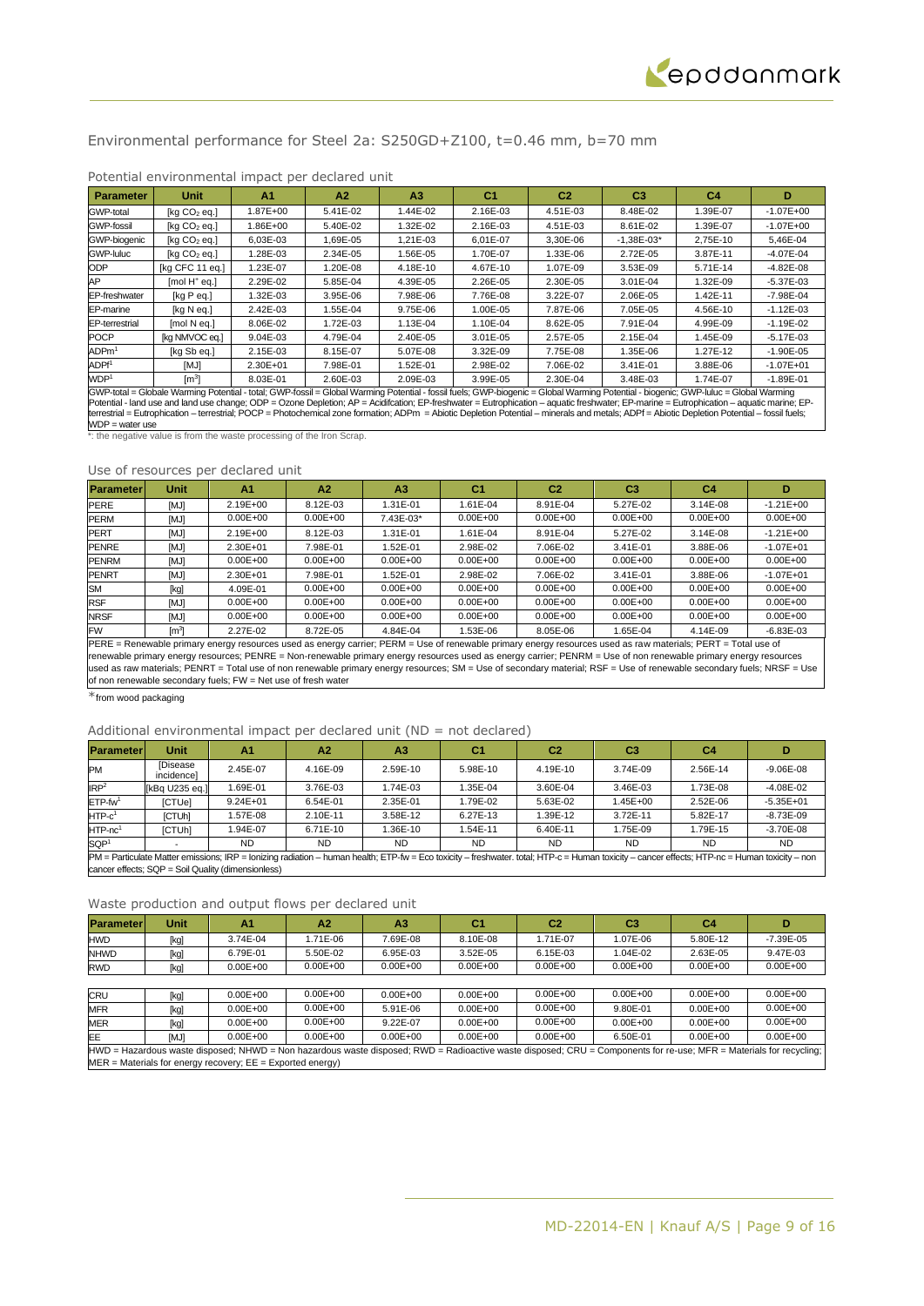## Environmental performance for Steel 2a: S250GD+Z100, t=0.46 mm, b=70 mm

### Potential environmental impact per declared unit

| Parameter | Unit | A1 | A2 | A3 | C1 | C2 | C3 | C4 | D |
|---|---|---|---|---|---|---|---|---|---|
| GWP-total | [kg $CO_2$ eq.] | 1.87E+00 | 5.41E-02 | 1.44E-02 | 2.16E-03 | 4.51E-03 | 8.48E-02 | 1.39E-07 | -1.07E+00 |
| GWP-fossil | [kg $CO_2$ eq.] | 1.86E+00 | 5.40E-02 | 1.32E-02 | 2.16E-03 | 4.51E-03 | 8.61E-02 | 1.39E-07 | -1.07E+00 |
| GWP-biogenic | [kg $CO_2$ eq.] | 6,03E-03 | 1,69E-05 | 1,21E-03 | 6,01E-07 | 3,30E-06 | -1,38E-03* | 2,75E-10 | 5,46E-04 |
| GWP-luluc | [kg $CO_2$ eq.] | 1.28E-03 | 2.34E-05 | 1.56E-05 | 1.70E-07 | 1.33E-06 | 2.72E-05 | 3.87E-11 | -4.07E-04 |
| ODP | [kg CFC 11 eq.] | 1.23E-07 | 1.20E-08 | 4.18E-10 | 4.67E-10 | 1.07E-09 | 3.53E-09 | 5.71E-14 | -4.82E-08 |
| AP | [mol $H^+$ eq.] | 2.29E-02 | 5.85E-04 | 4.39E-05 | 2.26E-05 | 2.30E-05 | 3.01E-04 | 1.32E-09 | -5.37E-03 |
| EP-freshwater | [kg P eq.] | 1.32E-03 | 3.95E-06 | 7.98E-06 | 7.76E-08 | 3.22E-07 | 2.06E-05 | 1.42E-11 | -7.98E-04 |
| EP-marine | [kg N eq.] | 2.42E-03 | 1.55E-04 | 9.75E-06 | 1.00E-05 | 7.87E-06 | 7.05E-05 | 4.56E-10 | -1.12E-03 |
| EP-terrestrial | [mol N eq.] | 8.06E-02 | 1.72E-03 | 1.13E-04 | 1.10E-04 | 8.62E-05 | 7.91E-04 | 4.99E-09 | -1.19E-02 |
| POCP | [kg NMVOC eq.] | 9.04E-03 | 4.79E-04 | 2.40E-05 | 3.01E-05 | 2.57E-05 | 2.15E-04 | 1.45E-09 | -5.17E-03 |
| ADPm[1] | [kg Sb eq.] | 2.15E-03 | 8.15E-07 | 5.07E-08 | 3.32E-09 | 7.75E-08 | 1.35E-06 | 1.27E-12 | -1.90E-05 |
| ADPf[1] | [MJ] | 2.30E+01 | 7.98E-01 | 1.52E-01 | 2.98E-02 | 7.06E-02 | 3.41E-01 | 3.88E-06 | -1.07E+01 |
| WDP[1] | [$m^3$] | 8.03E-01 | 2.60E-03 | 2.09E-03 | 3.99E-05 | 2.30E-04 | 3.48E-03 | 1.74E-07 | -1.89E-01 |

GWP-total = Globale Warming Potential - total; GWP-fossil = Global Warming Potential - fossil fuels; GWP-biogenic = Global Warming Potential - biogenic; GWP-luluc = Global Warming Potential - land use and land use change; ODP = Ozone Depletion; AP = Acidifcation; EP-freshwater = Eutrophication – aquatic freshwater; EP-marine = Eutrophication – aquatic marine; EP-terrestrial = Eutrophication – terrestrial; POCP = Photochemical zone formation; ADPm = Abiotic Depletion Potential – minerals and metals; ADPf = Abiotic Depletion Potential – fossil fuels; WDP = water use

*: the negative value is from the waste processing of the Iron Scrap.

### Use of resources per declared unit

| Parameter | Unit | A1 | A2 | A3 | C1 | C2 | C3 | C4 | D |
|---|---|---|---|---|---|---|---|---|---|
| PERE | [MJ] | 2.19E+00 | 8.12E-03 | 1.31E-01 | 1.61E-04 | 8.91E-04 | 5.27E-02 | 3.14E-08 | -1.21E+00 |
| PERM | [MJ] | 0.00E+00 | 0.00E+00 | 7.43E-03* | 0.00E+00 | 0.00E+00 | 0.00E+00 | 0.00E+00 | 0.00E+00 |
| PERT | [MJ] | 2.19E+00 | 8.12E-03 | 1.31E-01 | 1.61E-04 | 8.91E-04 | 5.27E-02 | 3.14E-08 | -1.21E+00 |
| PENRE | [MJ] | 2.30E+01 | 7.98E-01 | 1.52E-01 | 2.98E-02 | 7.06E-02 | 3.41E-01 | 3.88E-06 | -1.07E+01 |
| PENRM | [MJ] | 0.00E+00 | 0.00E+00 | 0.00E+00 | 0.00E+00 | 0.00E+00 | 0.00E+00 | 0.00E+00 | 0.00E+00 |
| PENRT | [MJ] | 2.30E+01 | 7.98E-01 | 1.52E-01 | 2.98E-02 | 7.06E-02 | 3.41E-01 | 3.88E-06 | -1.07E+01 |
| SM | [kg] | 4.09E-01 | 0.00E+00 | 0.00E+00 | 0.00E+00 | 0.00E+00 | 0.00E+00 | 0.00E+00 | 0.00E+00 |
| RSF | [MJ] | 0.00E+00 | 0.00E+00 | 0.00E+00 | 0.00E+00 | 0.00E+00 | 0.00E+00 | 0.00E+00 | 0.00E+00 |
| NRSF | [MJ] | 0.00E+00 | 0.00E+00 | 0.00E+00 | 0.00E+00 | 0.00E+00 | 0.00E+00 | 0.00E+00 | 0.00E+00 |
| FW | [$m^3$] | 2.27E-02 | 8.72E-05 | 4.84E-04 | 1.53E-06 | 8.05E-06 | 1.65E-04 | 4.14E-09 | -6.83E-03 |

PERE = Renewable primary energy resources used as energy carrier; PERM = Use of renewable primary energy resources used as raw materials; PERT = Total use of renewable primary energy resources; PENRE = Non-renewable primary energy resources used as energy carrier; PENRM = Use of non renewable primary energy resources used as raw materials; PENRT = Total use of non renewable primary energy resources; SM = Use of secondary material; RSF = Use of renewable secondary fuels; NRSF = Use of non renewable secondary fuels; FW = Net use of fresh water

*from wood packaging

### Additional environmental impact per declared unit (ND = not declared)

| Parameter | Unit | A1 | A2 | A3 | C1 | C2 | C3 | C4 | D |
|---|---|---|---|---|---|---|---|---|---|
| PM | [Disease incidence] | 2.45E-07 | 4.16E-09 | 2.59E-10 | 5.98E-10 | 4.19E-10 | 3.74E-09 | 2.56E-14 | -9.06E-08 |
| IRP[2] | [kBq U235 eq.] | 1.69E-01 | 3.76E-03 | 1.74E-03 | 1.35E-04 | 3.60E-04 | 3.46E-03 | 1.73E-08 | -4.08E-02 |
| ETP-fw[1] | [CTUe] | 9.24E+01 | 6.54E-01 | 2.35E-01 | 1.79E-02 | 5.63E-02 | 1.45E+00 | 2.52E-06 | -5.35E+01 |
| HTP-c[1] | [CTUh] | 1.57E-08 | 2.10E-11 | 3.58E-12 | 6.27E-13 | 1.39E-12 | 3.72E-11 | 5.82E-17 | -8.73E-09 |
| HTP-nc[1] | [CTUh] | 1.94E-07 | 6.71E-10 | 1.36E-10 | 1.54E-11 | 6.40E-11 | 1.75E-09 | 1.79E-15 | -3.70E-08 |
| SQP[1] | - | ND | ND | ND | ND | ND | ND | ND | ND |

PM = Particulate Matter emissions; IRP = Ionizing radiation – human health; ETP-fw = Eco toxicity – freshwater. total; HTP-c = Human toxicity – cancer effects; HTP-nc = Human toxicity – non cancer effects; SQP = Soil Quality (dimensionless)

### Waste production and output flows per declared unit

| Parameter | Unit | A1 | A2 | A3 | C1 | C2 | C3 | C4 | D |
|---|---|---|---|---|---|---|---|---|---|
| HWD | [kg] | 3.74E-04 | 1.71E-06 | 7.69E-08 | 8.10E-08 | 1.71E-07 | 1.07E-06 | 5.80E-12 | -7.39E-05 |
| NHWD | [kg] | 6.79E-01 | 5.50E-02 | 6.95E-03 | 3.52E-05 | 6.15E-03 | 1.04E-02 | 2.63E-05 | 9.47E-03 |
| RWD | [kg] | 0.00E+00 | 0.00E+00 | 0.00E+00 | 0.00E+00 | 0.00E+00 | 0.00E+00 | 0.00E+00 | 0.00E+00 |
| CRU | [kg] | 0.00E+00 | 0.00E+00 | 0.00E+00 | 0.00E+00 | 0.00E+00 | 0.00E+00 | 0.00E+00 | 0.00E+00 |
| MFR | [kg] | 0.00E+00 | 0.00E+00 | 5.91E-06 | 0.00E+00 | 0.00E+00 | 9.80E-01 | 0.00E+00 | 0.00E+00 |
| MER | [kg] | 0.00E+00 | 0.00E+00 | 9.22E-07 | 0.00E+00 | 0.00E+00 | 0.00E+00 | 0.00E+00 | 0.00E+00 |
| EE | [MJ] | 0.00E+00 | 0.00E+00 | 0.00E+00 | 0.00E+00 | 0.00E+00 | 6.50E-01 | 0.00E+00 | 0.00E+00 |

HWD = Hazardous waste disposed; NHWD = Non hazardous waste disposed; RWD = Radioactive waste disposed; CRU = Components for re-use; MFR = Materials for recycling; MER = Materials for energy recovery; EE = Exported energy)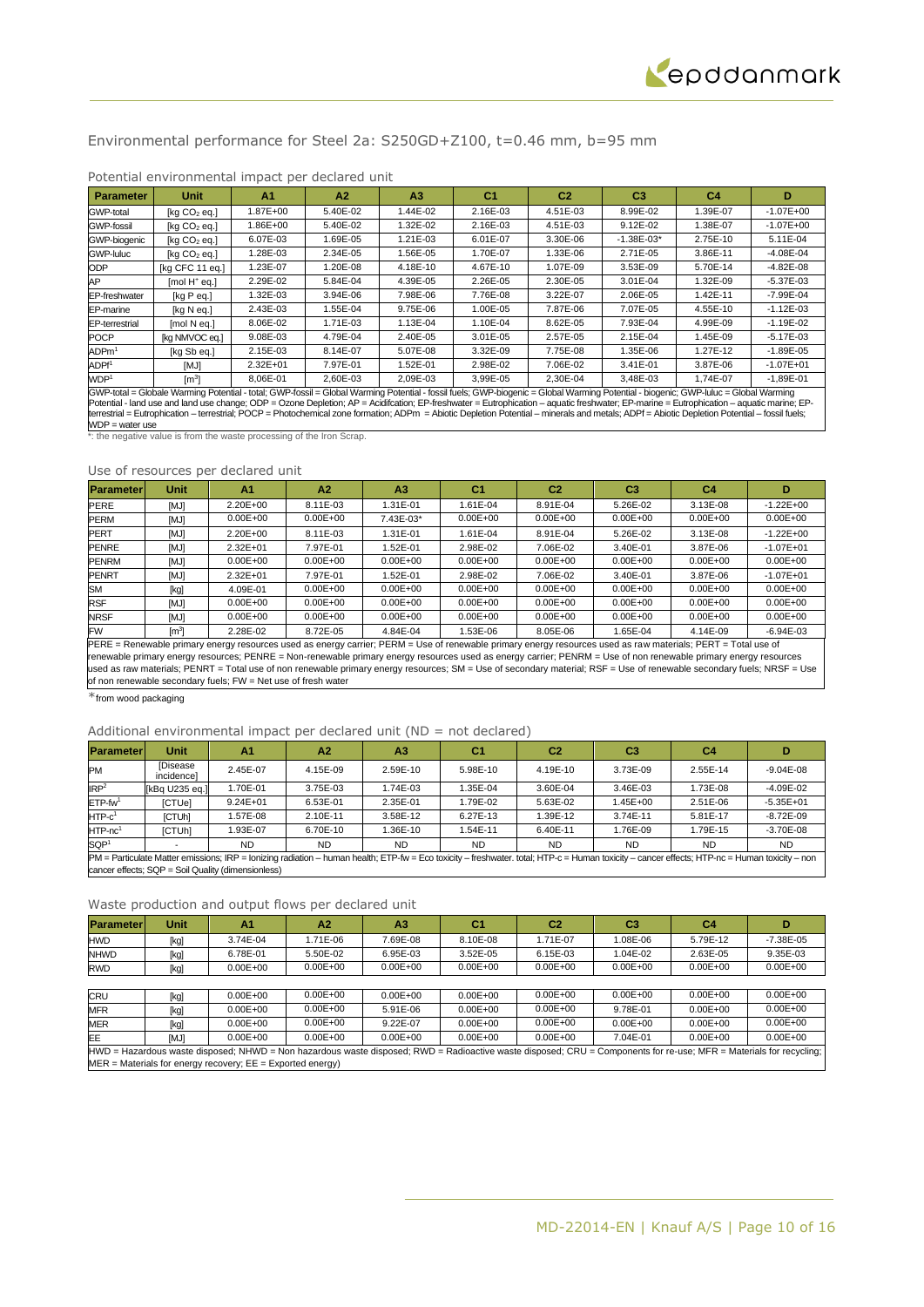## Environmental performance for Steel 2a: S250GD+Z100, t=0.46 mm, b=95 mm

### Potential environmental impact per declared unit

| Parameter | Unit | A1 | A2 | A3 | C1 | C2 | C3 | C4 | D |
|---|---|---|---|---|---|---|---|---|---|
| GWP-total | [kg $CO_2$ eq.] | 1.87E+00 | 5.40E-02 | 1.44E-02 | 2.16E-03 | 4.51E-03 | 8.99E-02 | 1.39E-07 | -1.07E+00 |
| GWP-fossil | [kg $CO_2$ eq.] | 1.86E+00 | 5.40E-02 | 1.32E-02 | 2.16E-03 | 4.51E-03 | 9.12E-02 | 1.38E-07 | -1.07E+00 |
| GWP-biogenic | [kg $CO_2$ eq.] | 6.07E-03 | 1.69E-05 | 1.21E-03 | 6.01E-07 | 3.30E-06 | -1.38E-03* | 2.75E-10 | 5.11E-04 |
| GWP-luluc | [kg $CO_2$ eq.] | 1.28E-03 | 2.34E-05 | 1.56E-05 | 1.70E-07 | 1.33E-06 | 2.71E-05 | 3.86E-11 | -4.08E-04 |
| ODP | [kg CFC 11 eq.] | 1.23E-07 | 1.20E-08 | 4.18E-10 | 4.67E-10 | 1.07E-09 | 3.53E-09 | 5.70E-14 | -4.82E-08 |
| AP | [mol $H^+$ eq.] | 2.29E-02 | 5.84E-04 | 4.39E-05 | 2.26E-05 | 2.30E-05 | 3.01E-04 | 1.32E-09 | -5.37E-03 |
| EP-freshwater | [kg P eq.] | 1.32E-03 | 3.94E-06 | 7.98E-06 | 7.76E-08 | 3.22E-07 | 2.06E-05 | 1.42E-11 | -7.99E-04 |
| EP-marine | [kg N eq.] | 2.43E-03 | 1.55E-04 | 9.75E-06 | 1.00E-05 | 7.87E-06 | 7.07E-05 | 4.55E-10 | -1.12E-03 |
| EP-terrestrial | [mol N eq.] | 8.06E-02 | 1.71E-03 | 1.13E-04 | 1.10E-04 | 8.62E-05 | 7.93E-04 | 4.99E-09 | -1.19E-02 |
| POCP | [kg NMVOC eq.] | 9.08E-03 | 4.79E-04 | 2.40E-05 | 3.01E-05 | 2.57E-05 | 2.15E-04 | 1.45E-09 | -5.17E-03 |
| ADPm[1] | [kg Sb eq.] | 2.15E-03 | 8.14E-07 | 5.07E-08 | 3.32E-09 | 7.75E-08 | 1.35E-06 | 1.27E-12 | -1.89E-05 |
| ADPf[1] | [MJ] | 2.32E+01 | 7.97E-01 | 1.52E-01 | 2.98E-02 | 7.06E-02 | 3.41E-01 | 3.87E-06 | -1.07E+01 |
| WDP[1] | [$m^3$] | 8,06E-01 | 2,60E-03 | 2,09E-03 | 3,99E-05 | 2,30E-04 | 3,48E-03 | 1,74E-07 | -1,89E-01 |

GWP-total = Globale Warming Potential - total; GWP-fossil = Global Warming Potential - fossil fuels; GWP-biogenic = Global Warming Potential - biogenic; GWP-luluc = Global Warming Potential - land use and land use change; ODP = Ozone Depletion; AP = Acidifcation; EP-freshwater = Eutrophication – aquatic freshwater; EP-marine = Eutrophication – aquatic marine; EP-terrestrial = Eutrophication – terrestrial; POCP = Photochemical zone formation; ADPm = Abiotic Depletion Potential – minerals and metals; ADPf = Abiotic Depletion Potential – fossil fuels; WDP = water use

*: the negative value is from the waste processing of the Iron Scrap.

### Use of resources per declared unit

| Parameter | Unit | A1 | A2 | A3 | C1 | C2 | C3 | C4 | D |
|---|---|---|---|---|---|---|---|---|---|
| PERE | [MJ] | 2.20E+00 | 8.11E-03 | 1.31E-01 | 1.61E-04 | 8.91E-04 | 5.26E-02 | 3.13E-08 | -1.22E+00 |
| PERM | [MJ] | 0.00E+00 | 0.00E+00 | 7.43E-03* | 0.00E+00 | 0.00E+00 | 0.00E+00 | 0.00E+00 | 0.00E+00 |
| PERT | [MJ] | 2.20E+00 | 8.11E-03 | 1.31E-01 | 1.61E-04 | 8.91E-04 | 5.26E-02 | 3.13E-08 | -1.22E+00 |
| PENRE | [MJ] | 2.32E+01 | 7.97E-01 | 1.52E-01 | 2.98E-02 | 7.06E-02 | 3.40E-01 | 3.87E-06 | -1.07E+01 |
| PENRM | [MJ] | 0.00E+00 | 0.00E+00 | 0.00E+00 | 0.00E+00 | 0.00E+00 | 0.00E+00 | 0.00E+00 | 0.00E+00 |
| PENRT | [MJ] | 2.32E+01 | 7.97E-01 | 1.52E-01 | 2.98E-02 | 7.06E-02 | 3.40E-01 | 3.87E-06 | -1.07E+01 |
| SM | [kg] | 4.09E-01 | 0.00E+00 | 0.00E+00 | 0.00E+00 | 0.00E+00 | 0.00E+00 | 0.00E+00 | 0.00E+00 |
| RSF | [MJ] | 0.00E+00 | 0.00E+00 | 0.00E+00 | 0.00E+00 | 0.00E+00 | 0.00E+00 | 0.00E+00 | 0.00E+00 |
| NRSF | [MJ] | 0.00E+00 | 0.00E+00 | 0.00E+00 | 0.00E+00 | 0.00E+00 | 0.00E+00 | 0.00E+00 | 0.00E+00 |
| FW | [$m^3$] | 2.28E-02 | 8.72E-05 | 4.84E-04 | 1.53E-06 | 8.05E-06 | 1.65E-04 | 4.14E-09 | -6.94E-03 |

PERE = Renewable primary energy resources used as energy carrier; PERM = Use of renewable primary energy resources used as raw materials; PERT = Total use of renewable primary energy resources; PENRE = Non-renewable primary energy resources used as energy carrier; PENRM = Use of non renewable primary energy resources used as raw materials; PENRT = Total use of non renewable primary energy resources; SM = Use of secondary material; RSF = Use of renewable secondary fuels; NRSF = Use of non renewable secondary fuels; FW = Net use of fresh water

*from wood packaging

### Additional environmental impact per declared unit (ND = not declared)

| Parameter | Unit | A1 | A2 | A3 | C1 | C2 | C3 | C4 | D |
|---|---|---|---|---|---|---|---|---|---|
| PM | [Disease incidence] | 2.45E-07 | 4.15E-09 | 2.59E-10 | 5.98E-10 | 4.19E-10 | 3.73E-09 | 2.55E-14 | -9.04E-08 |
| IRP[2] | [kBq U235 eq.] | 1.70E-01 | 3.75E-03 | 1.74E-03 | 1.35E-04 | 3.60E-04 | 3.46E-03 | 1.73E-08 | -4.09E-02 |
| ETP-fw[1] | [CTUe] | 9.24E+01 | 6.53E-01 | 2.35E-01 | 1.79E-02 | 5.63E-02 | 1.45E+00 | 2.51E-06 | -5.35E+01 |
| HTP-c[1] | [CTUh] | 1.57E-08 | 2.10E-11 | 3.58E-12 | 6.27E-13 | 1.39E-12 | 3.74E-11 | 5.81E-17 | -8.72E-09 |
| HTP-nc[1] | [CTUh] | 1.93E-07 | 6.70E-10 | 1.36E-10 | 1.54E-11 | 6.40E-11 | 1.76E-09 | 1.79E-15 | -3.70E-08 |
| SQP[1] | - | ND | ND | ND | ND | ND | ND | ND | ND |

PM = Particulate Matter emissions; IRP = Ionizing radiation – human health; ETP-fw = Eco toxicity – freshwater. total; HTP-c = Human toxicity – cancer effects; HTP-nc = Human toxicity – non cancer effects; SQP = Soil Quality (dimensionless)

### Waste production and output flows per declared unit

| Parameter | Unit | A1 | A2 | A3 | C1 | C2 | C3 | C4 | D |
|---|---|---|---|---|---|---|---|---|---|
| HWD | [kg] | 3.74E-04 | 1.71E-06 | 7.69E-08 | 8.10E-08 | 1.71E-07 | 1.08E-06 | 5.79E-12 | -7.38E-05 |
| NHWD | [kg] | 6.78E-01 | 5.50E-02 | 6.95E-03 | 3.52E-05 | 6.15E-03 | 1.04E-02 | 2.63E-05 | 9.35E-03 |
| RWD | [kg] | 0.00E+00 | 0.00E+00 | 0.00E+00 | 0.00E+00 | 0.00E+00 | 0.00E+00 | 0.00E+00 | 0.00E+00 |
| CRU | [kg] | 0.00E+00 | 0.00E+00 | 0.00E+00 | 0.00E+00 | 0.00E+00 | 0.00E+00 | 0.00E+00 | 0.00E+00 |
| MFR | [kg] | 0.00E+00 | 0.00E+00 | 5.91E-06 | 0.00E+00 | 0.00E+00 | 9.78E-01 | 0.00E+00 | 0.00E+00 |
| MER | [kg] | 0.00E+00 | 0.00E+00 | 9.22E-07 | 0.00E+00 | 0.00E+00 | 0.00E+00 | 0.00E+00 | 0.00E+00 |
| EE | [MJ] | 0.00E+00 | 0.00E+00 | 0.00E+00 | 0.00E+00 | 0.00E+00 | 7.04E-01 | 0.00E+00 | 0.00E+00 |

HWD = Hazardous waste disposed; NHWD = Non hazardous waste disposed; RWD = Radioactive waste disposed; CRU = Components for re-use; MFR = Materials for recycling; MER = Materials for energy recovery; EE = Exported energy)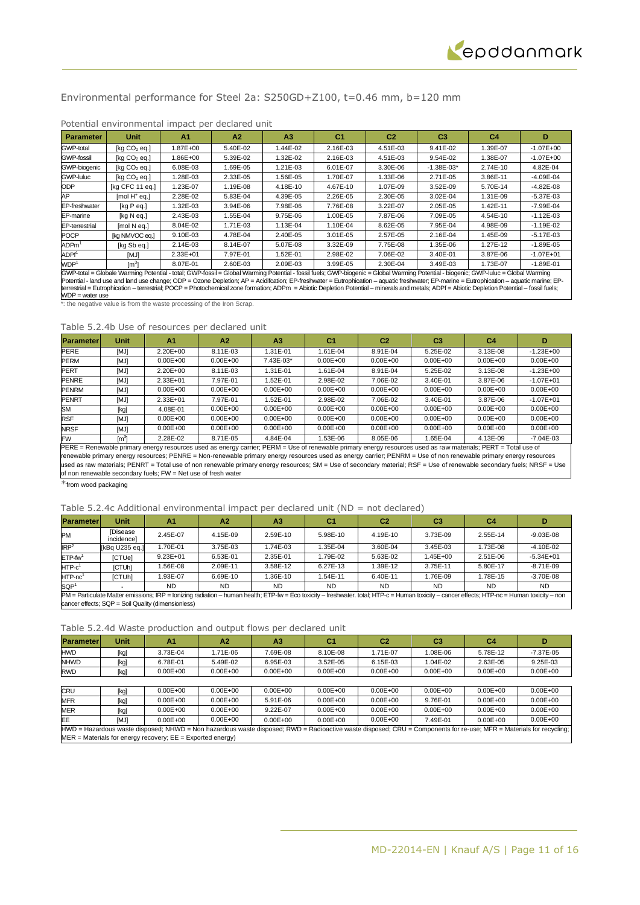## Environmental performance for Steel 2a: S250GD+Z100, t=0.46 mm, b=120 mm

Potential environmental impact per declared unit

| Parameter | Unit | A1 | A2 | A3 | C1 | C2 | C3 | C4 | D |
|---|---|---|---|---|---|---|---|---|---|
| GWP-total | [kg $CO_2$ eq.] | 1.87E+00 | 5.40E-02 | 1.44E-02 | 2.16E-03 | 4.51E-03 | 9.41E-02 | 1.39E-07 | -1.07E+00 |
| GWP-fossil | [kg $CO_2$ eq.] | 1.86E+00 | 5.39E-02 | 1.32E-02 | 2.16E-03 | 4.51E-03 | 9.54E-02 | 1.38E-07 | -1.07E+00 |
| GWP-biogenic | [kg $CO_2$ eq.] | 6.08E-03 | 1.69E-05 | 1.21E-03 | 6.01E-07 | 3.30E-06 | -1.38E-03* | 2.74E-10 | 4.82E-04 |
| GWP-luluc | [kg $CO_2$ eq.] | 1.28E-03 | 2.33E-05 | 1.56E-05 | 1.70E-07 | 1.33E-06 | 2.71E-05 | 3.86E-11 | -4.09E-04 |
| ODP | [kg CFC 11 eq.] | 1.23E-07 | 1.19E-08 | 4.18E-10 | 4.67E-10 | 1.07E-09 | 3.52E-09 | 5.70E-14 | -4.82E-08 |
| AP | [mol $H^+$ eq.] | 2.28E-02 | 5.83E-04 | 4.39E-05 | 2.26E-05 | 2.30E-05 | 3.02E-04 | 1.31E-09 | -5.37E-03 |
| EP-freshwater | [kg P eq.] | 1.32E-03 | 3.94E-06 | 7.98E-06 | 7.76E-08 | 3.22E-07 | 2.05E-05 | 1.42E-11 | -7.99E-04 |
| EP-marine | [kg N eq.] | 2.43E-03 | 1.55E-04 | 9.75E-06 | 1.00E-05 | 7.87E-06 | 7.09E-05 | 4.54E-10 | -1.12E-03 |
| EP-terrestrial | [mol N eq.] | 8.04E-02 | 1.71E-03 | 1.13E-04 | 1.10E-04 | 8.62E-05 | 7.95E-04 | 4.98E-09 | -1.19E-02 |
| POCP | [kg NMVOC eq.] | 9.10E-03 | 4.78E-04 | 2.40E-05 | 3.01E-05 | 2.57E-05 | 2.16E-04 | 1.45E-09 | -5.17E-03 |
| ADPm[1] | [kg Sb eq.] | 2.14E-03 | 8.14E-07 | 5.07E-08 | 3.32E-09 | 7.75E-08 | 1.35E-06 | 1.27E-12 | -1.89E-05 |
| ADPf[1] | [MJ] | 2.33E+01 | 7.97E-01 | 1.52E-01 | 2.98E-02 | 7.06E-02 | 3.40E-01 | 3.87E-06 | -1.07E+01 |
| WDP[1] | [$m^3$] | 8.07E-01 | 2.60E-03 | 2.09E-03 | 3.99E-05 | 2.30E-04 | 3.49E-03 | 1.73E-07 | -1.89E-01 |

GWP-total = Globale Warming Potential - total; GWP-fossil = Global Warming Potential - fossil fuels; GWP-biogenic = Global Warming Potential - biogenic; GWP-luluc = Global Warming Potential - land use and land use change; ODP = Ozone Depletion; AP = Acidifcation; EP-freshwater = Eutrophication – aquatic freshwater; EP-marine = Eutrophication – aquatic marine; EP-terrestrial = Eutrophication – terrestrial; POCP = Photochemical zone formation; ADPm = Abiotic Depletion Potential – minerals and metals; ADPf = Abiotic Depletion Potential – fossil fuels; WDP = water use

*: the negative value is from the waste processing of the Iron Scrap.

Table 5.2.4b Use of resources per declared unit

| Parameter | Unit | A1 | A2 | A3 | C1 | C2 | C3 | C4 | D |
|---|---|---|---|---|---|---|---|---|---|
| PERE | [MJ] | 2.20E+00 | 8.11E-03 | 1.31E-01 | 1.61E-04 | 8.91E-04 | 5.25E-02 | 3.13E-08 | -1.23E+00 |
| PERM | [MJ] | 0.00E+00 | 0.00E+00 | 7.43E-03* | 0.00E+00 | 0.00E+00 | 0.00E+00 | 0.00E+00 | 0.00E+00 |
| PERT | [MJ] | 2.20E+00 | 8.11E-03 | 1.31E-01 | 1.61E-04 | 8.91E-04 | 5.25E-02 | 3.13E-08 | -1.23E+00 |
| PENRE | [MJ] | 2.33E+01 | 7.97E-01 | 1.52E-01 | 2.98E-02 | 7.06E-02 | 3.40E-01 | 3.87E-06 | -1.07E+01 |
| PENRM | [MJ] | 0.00E+00 | 0.00E+00 | 0.00E+00 | 0.00E+00 | 0.00E+00 | 0.00E+00 | 0.00E+00 | 0.00E+00 |
| PENRT | [MJ] | 2.33E+01 | 7.97E-01 | 1.52E-01 | 2.98E-02 | 7.06E-02 | 3.40E-01 | 3.87E-06 | -1.07E+01 |
| SM | [kg] | 4.08E-01 | 0.00E+00 | 0.00E+00 | 0.00E+00 | 0.00E+00 | 0.00E+00 | 0.00E+00 | 0.00E+00 |
| RSF | [MJ] | 0.00E+00 | 0.00E+00 | 0.00E+00 | 0.00E+00 | 0.00E+00 | 0.00E+00 | 0.00E+00 | 0.00E+00 |
| NRSF | [MJ] | 0.00E+00 | 0.00E+00 | 0.00E+00 | 0.00E+00 | 0.00E+00 | 0.00E+00 | 0.00E+00 | 0.00E+00 |
| FW | [$m^3$] | 2.28E-02 | 8.71E-05 | 4.84E-04 | 1.53E-06 | 8.05E-06 | 1.65E-04 | 4.13E-09 | -7.04E-03 |

PERE = Renewable primary energy resources used as energy carrier; PERM = Use of renewable primary energy resources used as raw materials; PERT = Total use of renewable primary energy resources; PENRE = Non-renewable primary energy resources used as energy carrier; PENRM = Use of non renewable primary energy resources used as raw materials; PENRT = Total use of non renewable primary energy resources; SM = Use of secondary material; RSF = Use of renewable secondary fuels; NRSF = Use of non renewable secondary fuels; FW = Net use of fresh water

*from wood packaging

Table 5.2.4c Additional environmental impact per declared unit (ND = not declared)

| Parameter | Unit | A1 | A2 | A3 | C1 | C2 | C3 | C4 | D |
|---|---|---|---|---|---|---|---|---|---|
| PM | [Disease incidence] | 2.45E-07 | 4.15E-09 | 2.59E-10 | 5.98E-10 | 4.19E-10 | 3.73E-09 | 2.55E-14 | -9.03E-08 |
| IRP[2] | [kBq U235 eq.] | 1.70E-01 | 3.75E-03 | 1.74E-03 | 1.35E-04 | 3.60E-04 | 3.45E-03 | 1.73E-08 | -4.10E-02 |
| ETP-fw[1] | [CTUe] | 9.23E+01 | 6.53E-01 | 2.35E-01 | 1.79E-02 | 5.63E-02 | 1.45E+00 | 2.51E-06 | -5.34E+01 |
| HTP-c[1] | [CTUh] | 1.56E-08 | 2.09E-11 | 3.58E-12 | 6.27E-13 | 1.39E-12 | 3.75E-11 | 5.80E-17 | -8.71E-09 |
| HTP-nc[1] | [CTUh] | 1.93E-07 | 6.69E-10 | 1.36E-10 | 1.54E-11 | 6.40E-11 | 1.76E-09 | 1.78E-15 | -3.70E-08 |
| SQP[1] | - | ND | ND | ND | ND | ND | ND | ND | ND |

PM = Particulate Matter emissions; IRP = Ionizing radiation – human health; ETP-fw = Eco toxicity – freshwater. total; HTP-c = Human toxicity – cancer effects; HTP-nc = Human toxicity – non cancer effects; SQP = Soil Quality (dimensionless)

Table 5.2.4d Waste production and output flows per declared unit

| Parameter | Unit | A1 | A2 | A3 | C1 | C2 | C3 | C4 | D |
|---|---|---|---|---|---|---|---|---|---|
| HWD | [kg] | 3.73E-04 | 1.71E-06 | 7.69E-08 | 8.10E-08 | 1.71E-07 | 1.08E-06 | 5.78E-12 | -7.37E-05 |
| NHWD | [kg] | 6.78E-01 | 5.49E-02 | 6.95E-03 | 3.52E-05 | 6.15E-03 | 1.04E-02 | 2.63E-05 | 9.25E-03 |
| RWD | [kg] | 0.00E+00 | 0.00E+00 | 0.00E+00 | 0.00E+00 | 0.00E+00 | 0.00E+00 | 0.00E+00 | 0.00E+00 |
| CRU | [kg] | 0.00E+00 | 0.00E+00 | 0.00E+00 | 0.00E+00 | 0.00E+00 | 0.00E+00 | 0.00E+00 | 0.00E+00 |
| MFR | [kg] | 0.00E+00 | 0.00E+00 | 5.91E-06 | 0.00E+00 | 0.00E+00 | 9.76E-01 | 0.00E+00 | 0.00E+00 |
| MER | [kg] | 0.00E+00 | 0.00E+00 | 9.22E-07 | 0.00E+00 | 0.00E+00 | 0.00E+00 | 0.00E+00 | 0.00E+00 |
| EE | [MJ] | 0.00E+00 | 0.00E+00 | 0.00E+00 | 0.00E+00 | 0.00E+00 | 7.49E-01 | 0.00E+00 | 0.00E+00 |

HWD = Hazardous waste disposed; NHWD = Non hazardous waste disposed; RWD = Radioactive waste disposed; CRU = Components for re-use; MFR = Materials for recycling; MER = Materials for energy recovery; EE = Exported energy)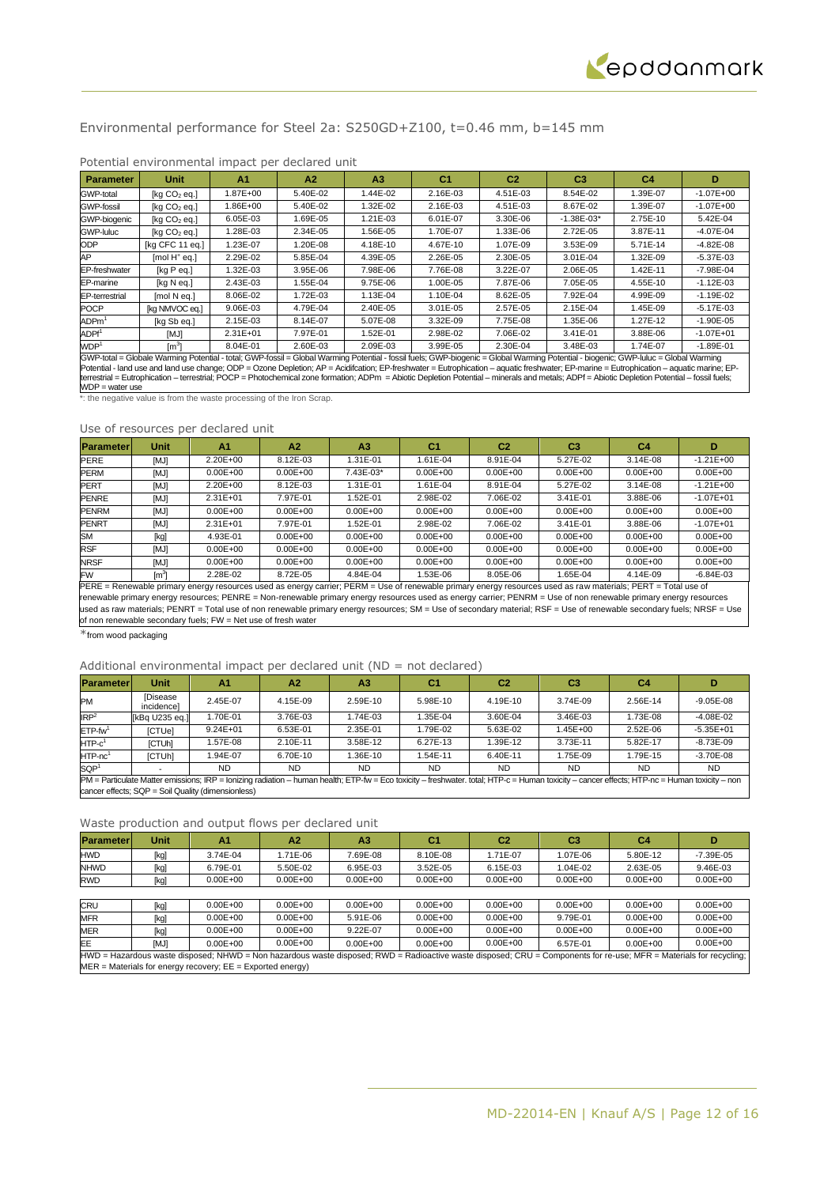## Environmental performance for Steel 2a: S250GD+Z100, t=0.46 mm, b=145 mm

### Potential environmental impact per declared unit

| Parameter | Unit | A1 | A2 | A3 | C1 | C2 | C3 | C4 | D |
|---|---|---|---|---|---|---|---|---|---|
| GWP-total | [kg $CO_2$ eq.] | 1.87E+00 | 5.40E-02 | 1.44E-02 | 2.16E-03 | 4.51E-03 | 8.54E-02 | 1.39E-07 | -1.07E+00 |
| GWP-fossil | [kg $CO_2$ eq.] | 1.86E+00 | 5.40E-02 | 1.32E-02 | 2.16E-03 | 4.51E-03 | 8.67E-02 | 1.39E-07 | -1.07E+00 |
| GWP-biogenic | [kg $CO_2$ eq.] | 6.05E-03 | 1.69E-05 | 1.21E-03 | 6.01E-07 | 3.30E-06 | -1.38E-03* | 2.75E-10 | 5.42E-04 |
| GWP-luluc | [kg $CO_2$ eq.] | 1.28E-03 | 2.34E-05 | 1.56E-05 | 1.70E-07 | 1.33E-06 | 2.72E-05 | 3.87E-11 | -4.07E-04 |
| ODP | [kg CFC 11 eq.] | 1.23E-07 | 1.20E-08 | 4.18E-10 | 4.67E-10 | 1.07E-09 | 3.53E-09 | 5.71E-14 | -4.82E-08 |
| AP | [mol $H^+$ eq.] | 2.29E-02 | 5.85E-04 | 4.39E-05 | 2.26E-05 | 2.30E-05 | 3.01E-04 | 1.32E-09 | -5.37E-03 |
| EP-freshwater | [kg P eq.] | 1.32E-03 | 3.95E-06 | 7.98E-06 | 7.76E-08 | 3.22E-07 | 2.06E-05 | 1.42E-11 | -7.98E-04 |
| EP-marine | [kg N eq.] | 2.43E-03 | 1.55E-04 | 9.75E-06 | 1.00E-05 | 7.87E-06 | 7.05E-05 | 4.55E-10 | -1.12E-03 |
| EP-terrestrial | [mol N eq.] | 8.06E-02 | 1.72E-03 | 1.13E-04 | 1.10E-04 | 8.62E-05 | 7.92E-04 | 4.99E-09 | -1.19E-02 |
| POCP | [kg NMVOC eq.] | 9.06E-03 | 4.79E-04 | 2.40E-05 | 3.01E-05 | 2.57E-05 | 2.15E-04 | 1.45E-09 | -5.17E-03 |
| ADPm[1] | [kg Sb eq.] | 2.15E-03 | 8.14E-07 | 5.07E-08 | 3.32E-09 | 7.75E-08 | 1.35E-06 | 1.27E-12 | -1.90E-05 |
| ADPf[1] | [MJ] | 2.31E+01 | 7.97E-01 | 1.52E-01 | 2.98E-02 | 7.06E-02 | 3.41E-01 | 3.88E-06 | -1.07E+01 |
| WDP[1] | [$m^3$] | 8.04E-01 | 2.60E-03 | 2.09E-03 | 3.99E-05 | 2.30E-04 | 3.48E-03 | 1.74E-07 | -1.89E-01 |

GWP-total = Globale Warming Potential - total; GWP-fossil = Global Warming Potential - fossil fuels; GWP-biogenic = Global Warming Potential - biogenic; GWP-luluc = Global Warming Potential - land use and land use change; ODP = Ozone Depletion; AP = Acidifcation; EP-freshwater = Eutrophication – aquatic freshwater; EP-marine = Eutrophication – aquatic marine; EP-terrestrial = Eutrophication – terrestrial; POCP = Photochemical zone formation; ADPm = Abiotic Depletion Potential – minerals and metals; ADPf = Abiotic Depletion Potential – fossil fuels; WDP = water use

*: the negative value is from the waste processing of the Iron Scrap.

### Use of resources per declared unit

| Parameter | Unit | A1 | A2 | A3 | C1 | C2 | C3 | C4 | D |
|---|---|---|---|---|---|---|---|---|---|
| PERE | [MJ] | 2.20E+00 | 8.12E-03 | 1.31E-01 | 1.61E-04 | 8.91E-04 | 5.27E-02 | 3.14E-08 | -1.21E+00 |
| PERM | [MJ] | 0.00E+00 | 0.00E+00 | 7.43E-03* | 0.00E+00 | 0.00E+00 | 0.00E+00 | 0.00E+00 | 0.00E+00 |
| PERT | [MJ] | 2.20E+00 | 8.12E-03 | 1.31E-01 | 1.61E-04 | 8.91E-04 | 5.27E-02 | 3.14E-08 | -1.21E+00 |
| PENRE | [MJ] | 2.31E+01 | 7.97E-01 | 1.52E-01 | 2.98E-02 | 7.06E-02 | 3.41E-01 | 3.88E-06 | -1.07E+01 |
| PENRM | [MJ] | 0.00E+00 | 0.00E+00 | 0.00E+00 | 0.00E+00 | 0.00E+00 | 0.00E+00 | 0.00E+00 | 0.00E+00 |
| PENRT | [MJ] | 2.31E+01 | 7.97E-01 | 1.52E-01 | 2.98E-02 | 7.06E-02 | 3.41E-01 | 3.88E-06 | -1.07E+01 |
| SM | [kg] | 4.93E-01 | 0.00E+00 | 0.00E+00 | 0.00E+00 | 0.00E+00 | 0.00E+00 | 0.00E+00 | 0.00E+00 |
| RSF | [MJ] | 0.00E+00 | 0.00E+00 | 0.00E+00 | 0.00E+00 | 0.00E+00 | 0.00E+00 | 0.00E+00 | 0.00E+00 |
| NRSF | [MJ] | 0.00E+00 | 0.00E+00 | 0.00E+00 | 0.00E+00 | 0.00E+00 | 0.00E+00 | 0.00E+00 | 0.00E+00 |
| FW | [$m^3$] | 2.28E-02 | 8.72E-05 | 4.84E-04 | 1.53E-06 | 8.05E-06 | 1.65E-04 | 4.14E-09 | -6.84E-03 |

PERE = Renewable primary energy resources used as energy carrier; PERM = Use of renewable primary energy resources used as raw materials; PERT = Total use of renewable primary energy resources; PENRE = Non-renewable primary energy resources used as energy carrier; PENRM = Use of non renewable primary energy resources used as raw materials; PENRT = Total use of non renewable primary energy resources; SM = Use of secondary material; RSF = Use of renewable secondary fuels; NRSF = Use of non renewable secondary fuels; FW = Net use of fresh water

*from wood packaging

### Additional environmental impact per declared unit (ND = not declared)

| Parameter | Unit | A1 | A2 | A3 | C1 | C2 | C3 | C4 | D |
|---|---|---|---|---|---|---|---|---|---|
| PM | [Disease incidence] | 2.45E-07 | 4.15E-09 | 2.59E-10 | 5.98E-10 | 4.19E-10 | 3.74E-09 | 2.56E-14 | -9.05E-08 |
| IRP[2] | [kBq U235 eq.] | 1.70E-01 | 3.76E-03 | 1.74E-03 | 1.35E-04 | 3.60E-04 | 3.46E-03 | 1.73E-08 | -4.08E-02 |
| ETP-fw[1] | [CTUe] | 9.24E+01 | 6.53E-01 | 2.35E-01 | 1.79E-02 | 5.63E-02 | 1.45E+00 | 2.52E-06 | -5.35E+01 |
| HTP-c[1] | [CTUh] | 1.57E-08 | 2.10E-11 | 3.58E-12 | 6.27E-13 | 1.39E-12 | 3.73E-11 | 5.82E-17 | -8.73E-09 |
| HTP-nc[1] | [CTUh] | 1.94E-07 | 6.70E-10 | 1.36E-10 | 1.54E-11 | 6.40E-11 | 1.75E-09 | 1.79E-15 | -3.70E-08 |
| SQP[1] | - | ND | ND | ND | ND | ND | ND | ND | ND |

PM = Particulate Matter emissions; IRP = Ionizing radiation – human health; ETP-fw = Eco toxicity – freshwater. total; HTP-c = Human toxicity – cancer effects; HTP-nc = Human toxicity – non cancer effects; SQP = Soil Quality (dimensionless)

### Waste production and output flows per declared unit

| Parameter | Unit | A1 | A2 | A3 | C1 | C2 | C3 | C4 | D |
|---|---|---|---|---|---|---|---|---|---|
| HWD | [kg] | 3.74E-04 | 1.71E-06 | 7.69E-08 | 8.10E-08 | 1.71E-07 | 1.07E-06 | 5.80E-12 | -7.39E-05 |
| NHWD | [kg] | 6.79E-01 | 5.50E-02 | 6.95E-03 | 3.52E-05 | 6.15E-03 | 1.04E-02 | 2.63E-05 | 9.46E-03 |
| RWD | [kg] | 0.00E+00 | 0.00E+00 | 0.00E+00 | 0.00E+00 | 0.00E+00 | 0.00E+00 | 0.00E+00 | 0.00E+00 |
| CRU | [kg] | 0.00E+00 | 0.00E+00 | 0.00E+00 | 0.00E+00 | 0.00E+00 | 0.00E+00 | 0.00E+00 | 0.00E+00 |
| MFR | [kg] | 0.00E+00 | 0.00E+00 | 5.91E-06 | 0.00E+00 | 0.00E+00 | 9.79E-01 | 0.00E+00 | 0.00E+00 |
| MER | [kg] | 0.00E+00 | 0.00E+00 | 9.22E-07 | 0.00E+00 | 0.00E+00 | 0.00E+00 | 0.00E+00 | 0.00E+00 |
| EE | [MJ] | 0.00E+00 | 0.00E+00 | 0.00E+00 | 0.00E+00 | 0.00E+00 | 6.57E-01 | 0.00E+00 | 0.00E+00 |

HWD = Hazardous waste disposed; NHWD = Non hazardous waste disposed; RWD = Radioactive waste disposed; CRU = Components for re-use; MFR = Materials for recycling; MER = Materials for energy recovery; EE = Exported energy)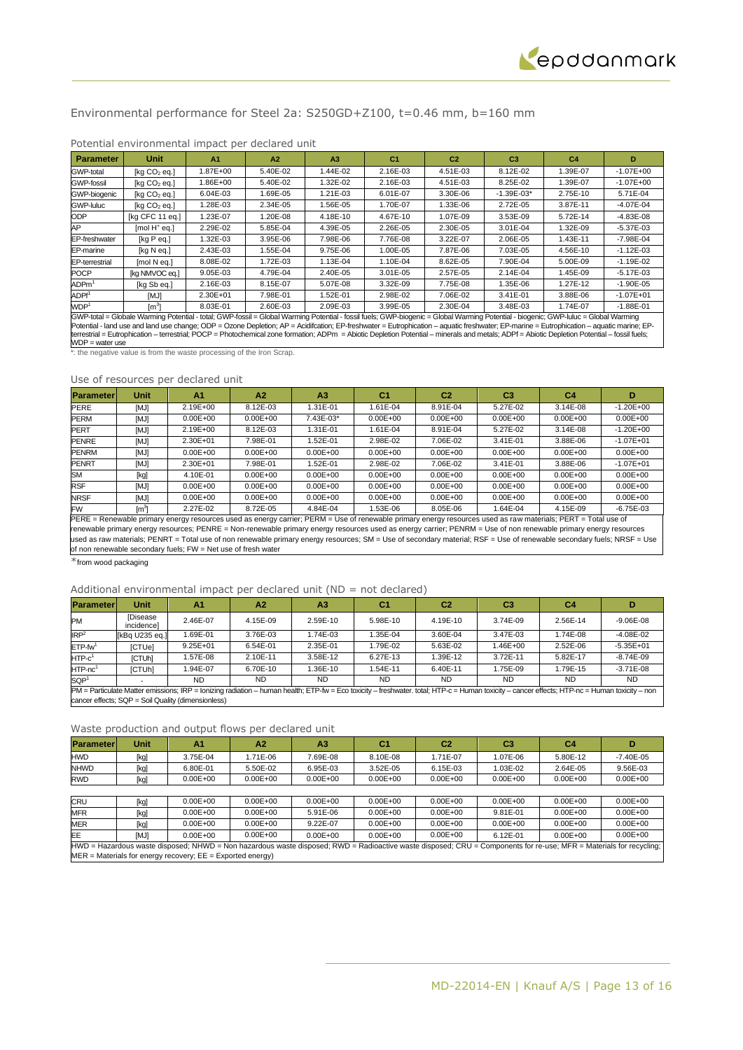## Environmental performance for Steel 2a: S250GD+Z100, t=0.46 mm, b=160 mm

### Potential environmental impact per declared unit

| Parameter | Unit | A1 | A2 | A3 | C1 | C2 | C3 | C4 | D |
|---|---|---|---|---|---|---|---|---|---|
| GWP-total | [kg $CO_2$ eq.] | 1.87E+00 | 5.40E-02 | 1.44E-02 | 2.16E-03 | 4.51E-03 | 8.12E-02 | 1.39E-07 | -1.07E+00 |
| GWP-fossil | [kg $CO_2$ eq.] | 1.86E+00 | 5.40E-02 | 1.32E-02 | 2.16E-03 | 4.51E-03 | 8.25E-02 | 1.39E-07 | -1.07E+00 |
| GWP-biogenic | [kg $CO_2$ eq.] | 6.04E-03 | 1.69E-05 | 1.21E-03 | 6.01E-07 | 3.30E-06 | -1.39E-03* | 2.75E-10 | 5.71E-04 |
| GWP-luluc | [kg $CO_2$ eq.] | 1.28E-03 | 2.34E-05 | 1.56E-05 | 1.70E-07 | 1.33E-06 | 2.72E-05 | 3.87E-11 | -4.07E-04 |
| ODP | [kg CFC 11 eq.] | 1.23E-07 | 1.20E-08 | 4.18E-10 | 4.67E-10 | 1.07E-09 | 3.53E-09 | 5.72E-14 | -4.83E-08 |
| AP | [mol $H^+$ eq.] | 2.29E-02 | 5.85E-04 | 4.39E-05 | 2.26E-05 | 2.30E-05 | 3.01E-04 | 1.32E-09 | -5.37E-03 |
| EP-freshwater | [kg P eq.] | 1.32E-03 | 3.95E-06 | 7.98E-06 | 7.76E-08 | 3.22E-07 | 2.06E-05 | 1.43E-11 | -7.98E-04 |
| EP-marine | [kg N eq.] | 2.43E-03 | 1.55E-04 | 9.75E-06 | 1.00E-05 | 7.87E-06 | 7.03E-05 | 4.56E-10 | -1.12E-03 |
| EP-terrestrial | [mol N eq.] | 8.08E-02 | 1.72E-03 | 1.13E-04 | 1.10E-04 | 8.62E-05 | 7.90E-04 | 5.00E-09 | -1.19E-02 |
| POCP | [kg NMVOC eq.] | 9.05E-03 | 4.79E-04 | 2.40E-05 | 3.01E-05 | 2.57E-05 | 2.14E-04 | 1.45E-09 | -5.17E-03 |
| ADPm[1] | [kg Sb eq.] | 2.16E-03 | 8.15E-07 | 5.07E-08 | 3.32E-09 | 7.75E-08 | 1.35E-06 | 1.27E-12 | -1.90E-05 |
| ADPf[1] | [MJ] | 2.30E+01 | 7.98E-01 | 1.52E-01 | 2.98E-02 | 7.06E-02 | 3.41E-01 | 3.88E-06 | -1.07E+01 |
| WDP[1] | [$m^3$] | 8.03E-01 | 2.60E-03 | 2.09E-03 | 3.99E-05 | 2.30E-04 | 3.48E-03 | 1.74E-07 | -1.88E-01 |

GWP-total = Globale Warming Potential - total; GWP-fossil = Global Warming Potential - fossil fuels; GWP-biogenic = Global Warming Potential - biogenic; GWP-luluc = Global Warming Potential - land use and land use change; ODP = Ozone Depletion; AP = Acidifcation; EP-freshwater = Eutrophication – aquatic freshwater; EP-marine = Eutrophication – aquatic marine; EP-terrestrial = Eutrophication – terrestrial; POCP = Photochemical zone formation; ADPm = Abiotic Depletion Potential – minerals and metals; ADPf = Abiotic Depletion Potential – fossil fuels; WDP = water use

*: the negative value is from the waste processing of the Iron Scrap.

### Use of resources per declared unit

| Parameter | Unit | A1 | A2 | A3 | C1 | C2 | C3 | C4 | D |
|---|---|---|---|---|---|---|---|---|---|
| PERE | [MJ] | 2.19E+00 | 8.12E-03 | 1.31E-01 | 1.61E-04 | 8.91E-04 | 5.27E-02 | 3.14E-08 | -1.20E+00 |
| PERM | [MJ] | 0.00E+00 | 0.00E+00 | 7.43E-03* | 0.00E+00 | 0.00E+00 | 0.00E+00 | 0.00E+00 | 0.00E+00 |
| PERT | [MJ] | 2.19E+00 | 8.12E-03 | 1.31E-01 | 1.61E-04 | 8.91E-04 | 5.27E-02 | 3.14E-08 | -1.20E+00 |
| PENRE | [MJ] | 2.30E+01 | 7.98E-01 | 1.52E-01 | 2.98E-02 | 7.06E-02 | 3.41E-01 | 3.88E-06 | -1.07E+01 |
| PENRM | [MJ] | 0.00E+00 | 0.00E+00 | 0.00E+00 | 0.00E+00 | 0.00E+00 | 0.00E+00 | 0.00E+00 | 0.00E+00 |
| PENRT | [MJ] | 2.30E+01 | 7.98E-01 | 1.52E-01 | 2.98E-02 | 7.06E-02 | 3.41E-01 | 3.88E-06 | -1.07E+01 |
| SM | [kg] | 4.10E-01 | 0.00E+00 | 0.00E+00 | 0.00E+00 | 0.00E+00 | 0.00E+00 | 0.00E+00 | 0.00E+00 |
| RSF | [MJ] | 0.00E+00 | 0.00E+00 | 0.00E+00 | 0.00E+00 | 0.00E+00 | 0.00E+00 | 0.00E+00 | 0.00E+00 |
| NRSF | [MJ] | 0.00E+00 | 0.00E+00 | 0.00E+00 | 0.00E+00 | 0.00E+00 | 0.00E+00 | 0.00E+00 | 0.00E+00 |
| FW | [$m^3$] | 2.27E-02 | 8.72E-05 | 4.84E-04 | 1.53E-06 | 8.05E-06 | 1.64E-04 | 4.15E-09 | -6.75E-03 |

PERE = Renewable primary energy resources used as energy carrier; PERM = Use of renewable primary energy resources used as raw materials; PERT = Total use of renewable primary energy resources; PENRE = Non-renewable primary energy resources used as energy carrier; PENRM = Use of non renewable primary energy resources used as raw materials; PENRT = Total use of non renewable primary energy resources; SM = Use of secondary material; RSF = Use of renewable secondary fuels; NRSF = Use of non renewable secondary fuels; FW = Net use of fresh water

*from wood packaging

### Additional environmental impact per declared unit (ND = not declared)

| Parameter | Unit | A1 | A2 | A3 | C1 | C2 | C3 | C4 | D |
|---|---|---|---|---|---|---|---|---|---|
| PM | [Disease incidence] | 2.46E-07 | 4.15E-09 | 2.59E-10 | 5.98E-10 | 4.19E-10 | 3.74E-09 | 2.56E-14 | -9.06E-08 |
| IRP[2] | [kBq U235 eq.] | 1.69E-01 | 3.76E-03 | 1.74E-03 | 1.35E-04 | 3.60E-04 | 3.47E-03 | 1.74E-08 | -4.08E-02 |
| ETP-fw[1] | [CTUe] | 9.25E+01 | 6.54E-01 | 2.35E-01 | 1.79E-02 | 5.63E-02 | 1.46E+00 | 2.52E-06 | -5.35E+01 |
| HTP-c[1] | [CTUh] | 1.57E-08 | 2.10E-11 | 3.58E-12 | 6.27E-13 | 1.39E-12 | 3.72E-11 | 5.82E-17 | -8.74E-09 |
| HTP-nc[1] | [CTUh] | 1.94E-07 | 6.70E-10 | 1.36E-10 | 1.54E-11 | 6.40E-11 | 1.75E-09 | 1.79E-15 | -3.71E-08 |
| SQP[1] | - | ND | ND | ND | ND | ND | ND | ND | ND |

PM = Particulate Matter emissions; IRP = Ionizing radiation – human health; ETP-fw = Eco toxicity – freshwater. total; HTP-c = Human toxicity – cancer effects; HTP-nc = Human toxicity – non cancer effects; SQP = Soil Quality (dimensionless)

### Waste production and output flows per declared unit

| Parameter | Unit | A1 | A2 | A3 | C1 | C2 | C3 | C4 | D |
|---|---|---|---|---|---|---|---|---|---|
| HWD | [kg] | 3.75E-04 | 1.71E-06 | 7.69E-08 | 8.10E-08 | 1.71E-07 | 1.07E-06 | 5.80E-12 | -7.40E-05 |
| NHWD | [kg] | 6.80E-01 | 5.50E-02 | 6.95E-03 | 3.52E-05 | 6.15E-03 | 1.03E-02 | 2.64E-05 | 9.56E-03 |
| RWD | [kg] | 0.00E+00 | 0.00E+00 | 0.00E+00 | 0.00E+00 | 0.00E+00 | 0.00E+00 | 0.00E+00 | 0.00E+00 |
| CRU | [kg] | 0.00E+00 | 0.00E+00 | 0.00E+00 | 0.00E+00 | 0.00E+00 | 0.00E+00 | 0.00E+00 | 0.00E+00 |
| MFR | [kg] | 0.00E+00 | 0.00E+00 | 5.91E-06 | 0.00E+00 | 0.00E+00 | 9.81E-01 | 0.00E+00 | 0.00E+00 |
| MER | [kg] | 0.00E+00 | 0.00E+00 | 9.22E-07 | 0.00E+00 | 0.00E+00 | 0.00E+00 | 0.00E+00 | 0.00E+00 |
| EE | [MJ] | 0.00E+00 | 0.00E+00 | 0.00E+00 | 0.00E+00 | 0.00E+00 | 6.12E-01 | 0.00E+00 | 0.00E+00 |

HWD = Hazardous waste disposed; NHWD = Non hazardous waste disposed; RWD = Radioactive waste disposed; CRU = Components for re-use; MFR = Materials for recycling; MER = Materials for energy recovery; EE = Exported energy)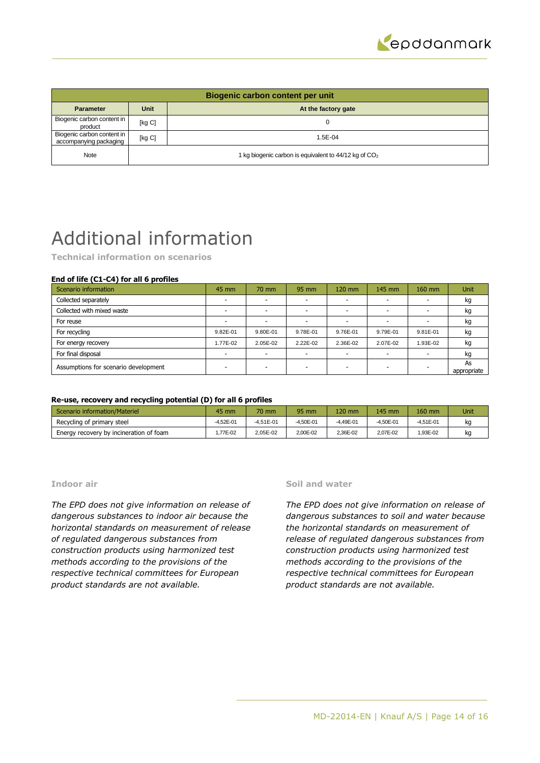| Biogenic carbon content per unit | | |
|---|---|---|
| **Parameter** | **Unit** | **At the factory gate** |
| Biogenic carbon content in product | [kg C] | 0 |
| Biogenic carbon content in accompanying packaging | [kg C] | 1.5E-04 |
| Note | 1 kg biogenic carbon is equivalent to 44/12 kg of $CO_2$ | |

# Additional information

### Technical information on scenarios

**End of life (C1-C4) for all 6 profiles**

| Scenario information | 45 mm | 70 mm | 95 mm | 120 mm | 145 mm | 160 mm | Unit |
|---|---|---|---|---|---|---|---|
| Collected separately | - | - | - | - | - | - | kg |
| Collected with mixed waste | - | - | - | - | - | - | kg |
| For reuse | - | - | - | - | - | - | kg |
| For recycling | 9.82E-01 | 9.80E-01 | 9.78E-01 | 9.76E-01 | 9.79E-01 | 9.81E-01 | kg |
| For energy recovery | 1.77E-02 | 2.05E-02 | 2.22E-02 | 2.36E-02 | 2.07E-02 | 1.93E-02 | kg |
| For final disposal | - | - | - | - | - | - | kg |
| Assumptions for scenario development | - | - | - | - | - | - | As appropriate |

**Re-use, recovery and recycling potential (D) for all 6 profiles**

| Scenario information/Materiel | 45 mm | 70 mm | 95 mm | 120 mm | 145 mm | 160 mm | Unit |
|---|---|---|---|---|---|---|---|
| Recycling of primary steel | -4,52E-01 | -4,51E-01 | -4,50E-01 | -4,49E-01 | -4,50E-01 | -4,51E-01 | kg |
| Energy recovery by incineration of foam | 1,77E-02 | 2,05E-02 | 2,00E-02 | 2,36E-02 | 2,07E-02 | 1,93E-02 | kg |

### Indoor air

*The EPD does not give information on release of dangerous substances to indoor air because the horizontal standards on measurement of release of regulated dangerous substances from construction products using harmonized test methods according to the provisions of the respective technical committees for European product standards are not available.*

### Soil and water

*The EPD does not give information on release of dangerous substances to soil and water because the horizontal standards on measurement of release of regulated dangerous substances from construction products using harmonized test methods according to the provisions of the respective technical committees for European product standards are not available.*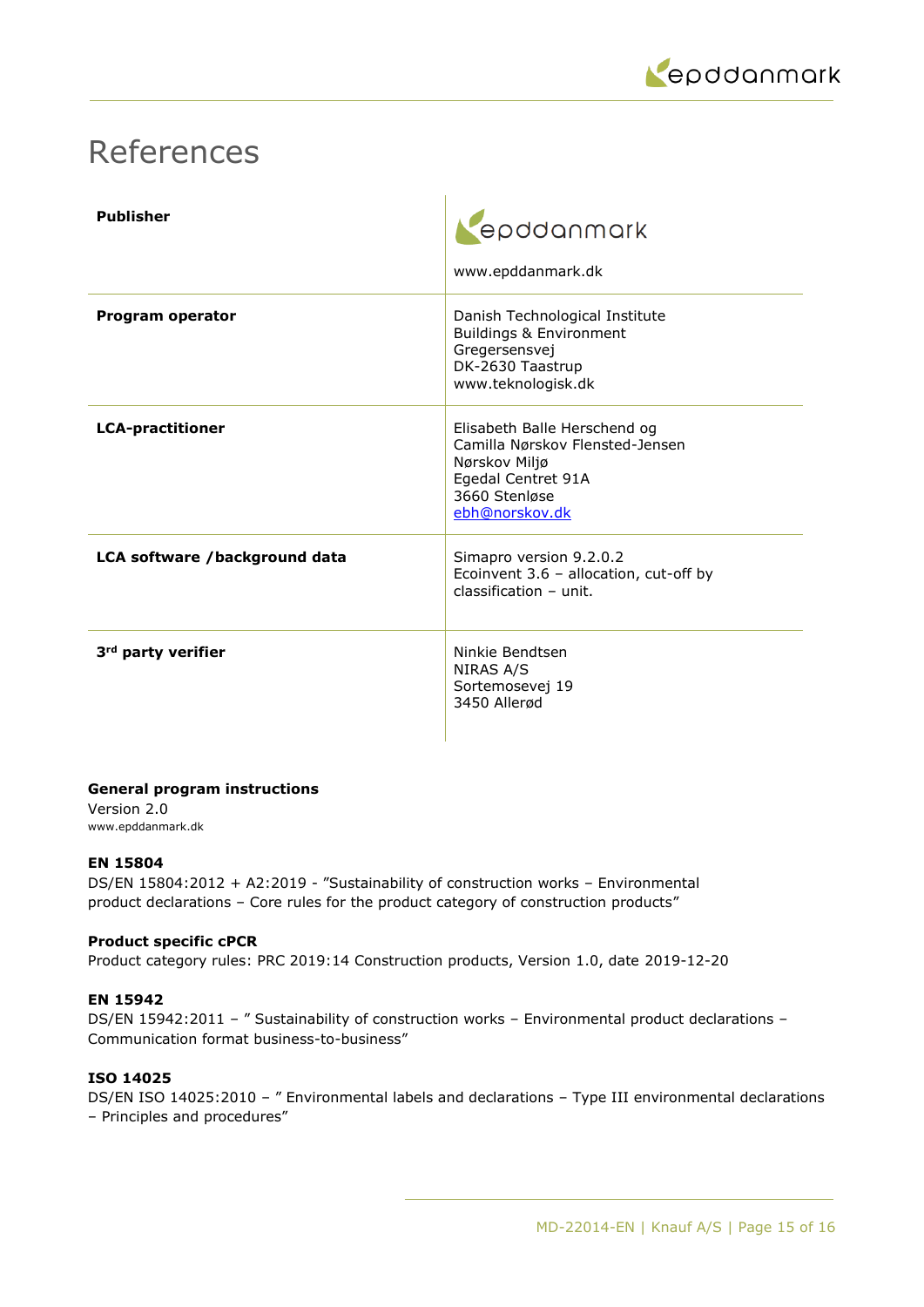# References

| | |
|---|---|
| **Publisher** | epddanmark<br>www.epddanmark.dk |
| **Program operator** | Danish Technological Institute<br>Buildings & Environment<br>Gregersensvej<br>DK-2630 Taastrup<br>www.teknologisk.dk |
| **LCA-practitioner** | Elisabeth Balle Herschend og<br>Camilla Nørskov Flensted-Jensen<br>Nørskov Miljø<br>Egedal Centret 91A<br>3660 Stenløse<br>ebh@norskov.dk |
| **LCA software /background data** | Simapro version 9.2.0.2<br>Ecoinvent 3.6 – allocation, cut-off by classification – unit. |
| **3rd party verifier** | Ninkie Bendtsen<br>NIRAS A/S<br>Sortemosevej 19<br>3450 Allerød |

**General program instructions**
Version 2.0
www.epddanmark.dk

**EN 15804**
DS/EN 15804:2012 + A2:2019 - "Sustainability of construction works – Environmental product declarations – Core rules for the product category of construction products"

**Product specific cPCR**
Product category rules: PRC 2019:14 Construction products, Version 1.0, date 2019-12-20

**EN 15942**
DS/EN 15942:2011 – " Sustainability of construction works – Environmental product declarations – Communication format business-to-business"

**ISO 14025**
DS/EN ISO 14025:2010 – " Environmental labels and declarations – Type III environmental declarations – Principles and procedures"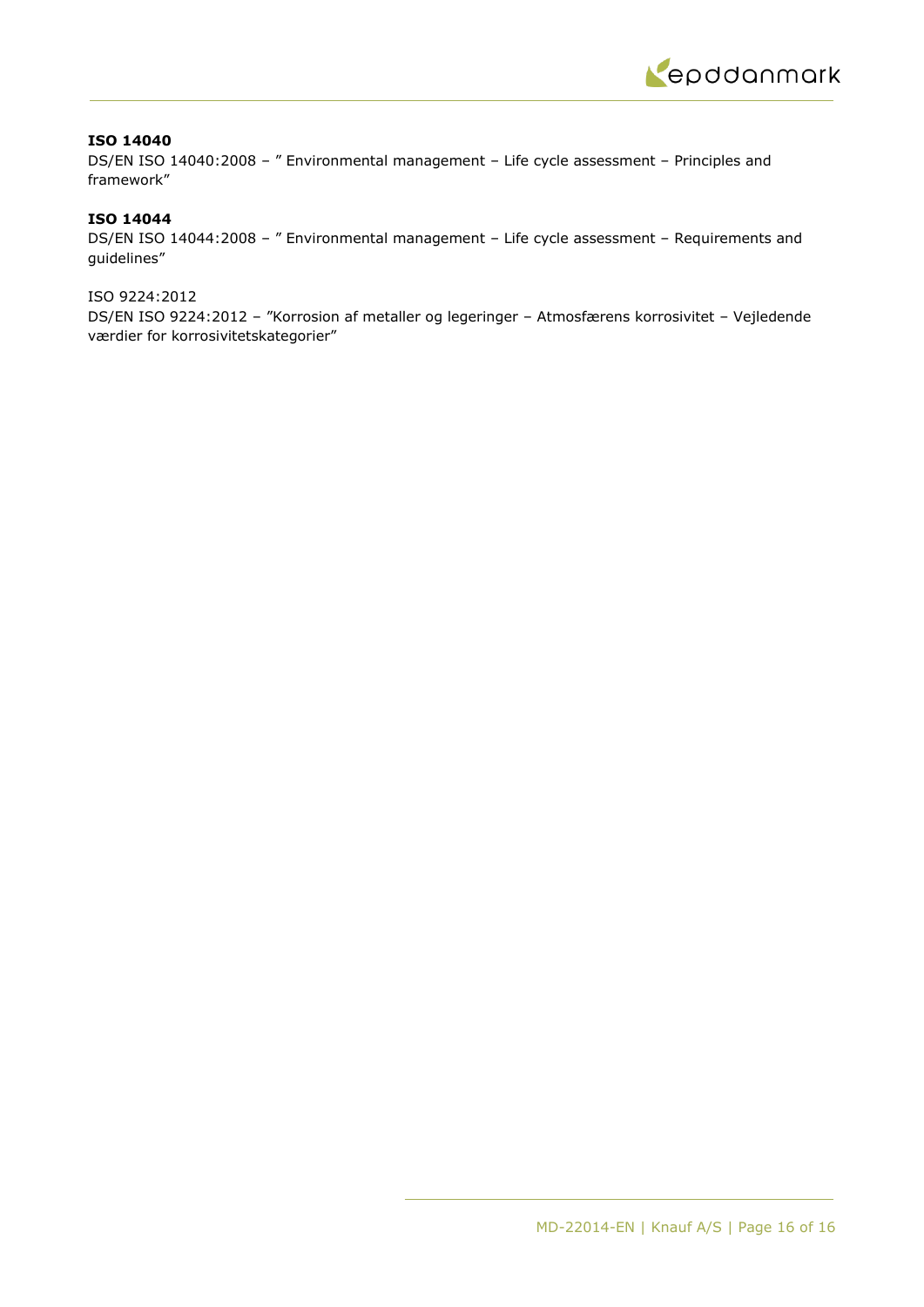**ISO 14040**
DS/EN ISO 14040:2008 – " Environmental management – Life cycle assessment – Principles and framework"

**ISO 14044**
DS/EN ISO 14044:2008 – " Environmental management – Life cycle assessment – Requirements and guidelines"

ISO 9224:2012
DS/EN ISO 9224:2012 – "Korrosion af metaller og legeringer – Atmosfærens korrosivitet – Vejledende værdier for korrosivitetskategorier"